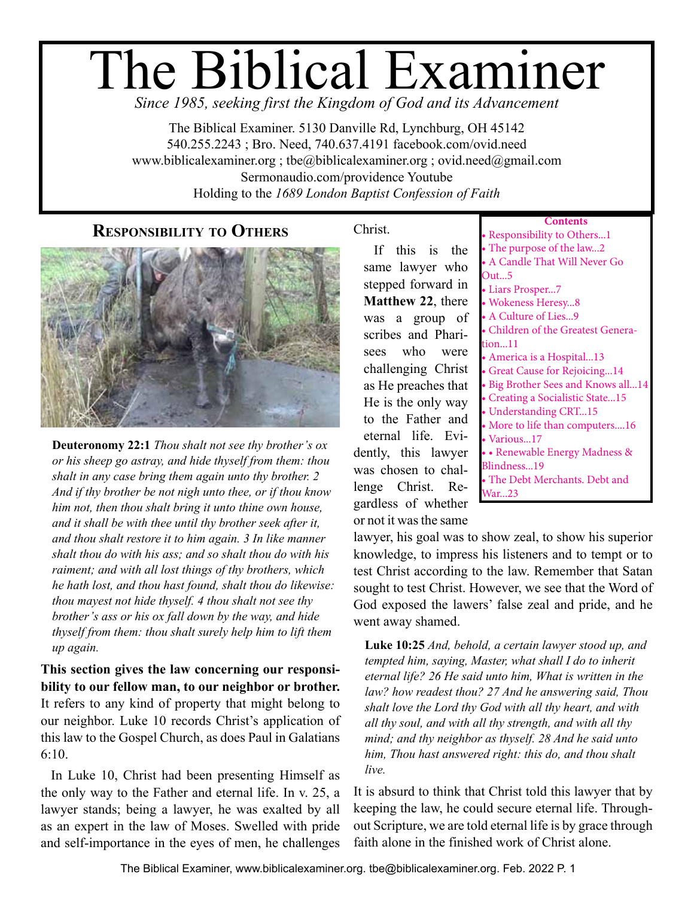# The Biblical Examiner

*Since 1985, seeking first the Kingdom of God and its Advancement*

The Biblical Examiner. 5130 Danville Rd, Lynchburg, OH 45142
540.255.2243 ; Bro. Need, 740.637.4191 facebook.com/ovid.need
www.biblicalexaminer.org ; tbe@biblicalexaminer.org ; ovid.need@gmail.com
Sermonaudio.com/providence Youtube
Holding to the *1689 London Baptist Confession of Faith*

**Contents**

- Responsibility to Others...1
- The purpose of the law...2
- A Candle That Will Never Go Out...5
- Liars Prosper...7
- Wokeness Heresy...8
- A Culture of Lies...9
- Children of the Greatest Generation...11
- America is a Hospital...13
- Great Cause for Rejoicing...14
- Big Brother Sees and Knows all...14
- Creating a Socialistic State...15
- Understanding CRT...15
- More to life than computers....16
- Various...17
- • Renewable Energy Madness & Blindness...19
- The Debt Merchants. Debt and War...23

## Responsibility to Others

**Deuteronomy 22:1** *Thou shalt not see thy brother's ox or his sheep go astray, and hide thyself from them: thou shalt in any case bring them again unto thy brother. 2 And if thy brother be not nigh unto thee, or if thou know him not, then thou shalt bring it unto thine own house, and it shall be with thee until thy brother seek after it, and thou shalt restore it to him again. 3 In like manner shalt thou do with his ass; and so shalt thou do with his raiment; and with all lost things of thy brothers, which he hath lost, and thou hast found, shalt thou do likewise: thou mayest not hide thyself. 4 thou shalt not see thy brother's ass or his ox fall down by the way, and hide thyself from them: thou shalt surely help him to lift them up again.*

**This section gives the law concerning our responsibility to our fellow man, to our neighbor or brother.** It refers to any kind of property that might belong to our neighbor. Luke 10 records Christ's application of this law to the Gospel Church, as does Paul in Galatians 6:10.

In Luke 10, Christ had been presenting Himself as the only way to the Father and eternal life. In v. 25, a lawyer stands; being a lawyer, he was exalted by all as an expert in the law of Moses. Swelled with pride and self-importance in the eyes of men, he challenges Christ.

If this is the same lawyer who stepped forward in **Matthew 22**, there was a group of scribes and Pharisees who were challenging Christ as He preaches that He is the only way to the Father and eternal life. Evidently, this lawyer was chosen to challenge Christ. Regardless of whether or not it was the same lawyer, his goal was to show zeal, to show his superior knowledge, to impress his listeners and to tempt or to test Christ according to the law. Remember that Satan sought to test Christ. However, we see that the Word of God exposed the lawers' false zeal and pride, and he went away shamed.

**Luke 10:25** *And, behold, a certain lawyer stood up, and tempted him, saying, Master, what shall I do to inherit eternal life? 26 He said unto him, What is written in the law? how readest thou? 27 And he answering said, Thou shalt love the Lord thy God with all thy heart, and with all thy soul, and with all thy strength, and with all thy mind; and thy neighbor as thyself. 28 And he said unto him, Thou hast answered right: this do, and thou shalt live.*

It is absurd to think that Christ told this lawyer that by keeping the law, he could secure eternal life. Throughout Scripture, we are told eternal life is by grace through faith alone in the finished work of Christ alone.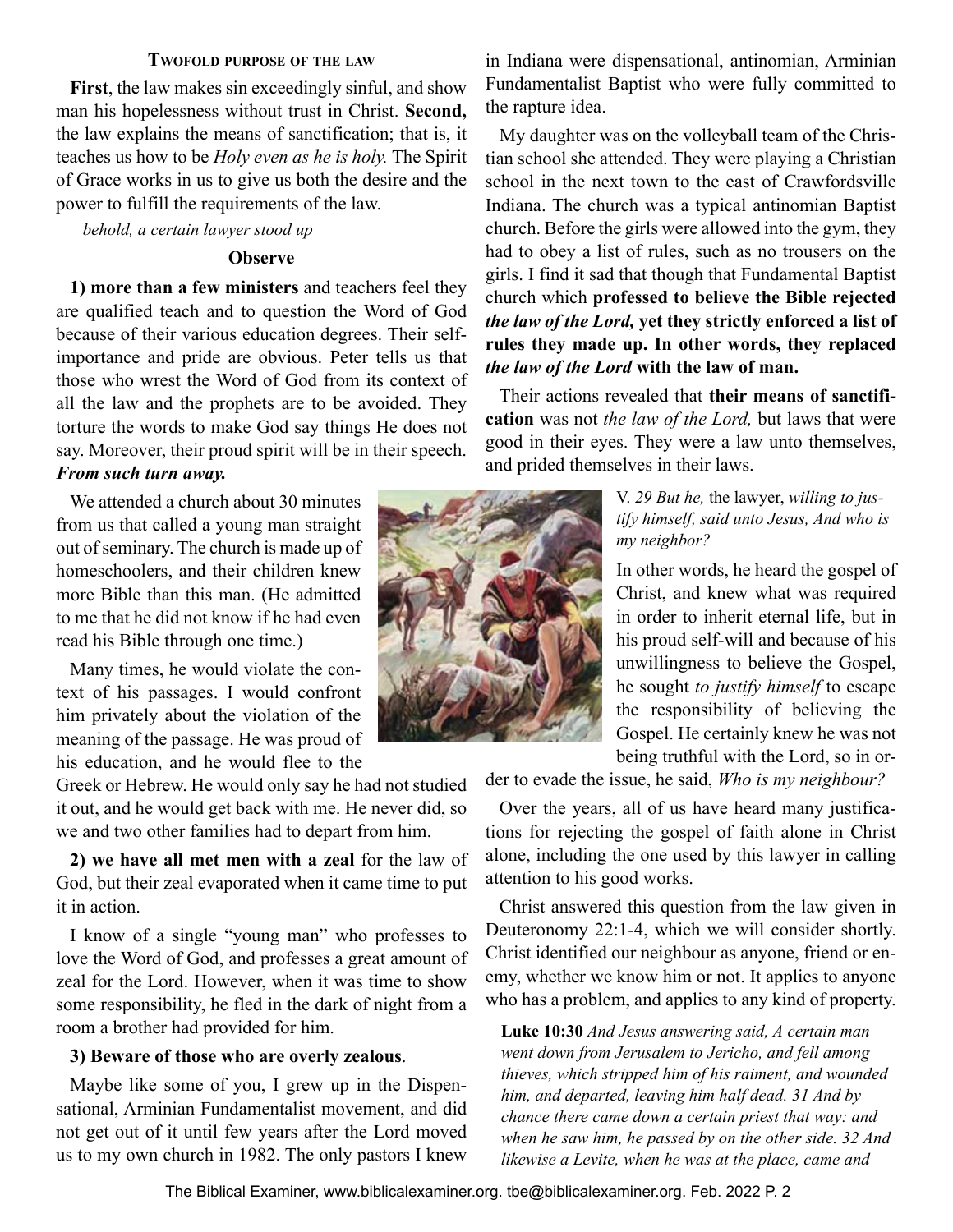#### Twofold purpose of the law

**First**, the law makes sin exceedingly sinful, and show man his hopelessness without trust in Christ. **Second,** the law explains the means of sanctification; that is, it teaches us how to be *Holy even as he is holy.* The Spirit of Grace works in us to give us both the desire and the power to fulfill the requirements of the law.

*behold, a certain lawyer stood up*

**Observe**

**1) more than a few ministers** and teachers feel they are qualified teach and to question the Word of God because of their various education degrees. Their self-importance and pride are obvious. Peter tells us that those who wrest the Word of God from its context of all the law and the prophets are to be avoided. They torture the words to make God say things He does not say. Moreover, their proud spirit will be in their speech. ***From such turn away.***

We attended a church about 30 minutes from us that called a young man straight out of seminary. The church is made up of homeschoolers, and their children knew more Bible than this man. (He admitted to me that he did not know if he had even read his Bible through one time.)

Many times, he would violate the context of his passages. I would confront him privately about the violation of the meaning of the passage. He was proud of his education, and he would flee to the Greek or Hebrew. He would only say he had not studied it out, and he would get back with me. He never did, so we and two other families had to depart from him.

**2) we have all met men with a zeal** for the law of God, but their zeal evaporated when it came time to put it in action.

I know of a single "young man" who professes to love the Word of God, and professes a great amount of zeal for the Lord. However, when it was time to show some responsibility, he fled in the dark of night from a room a brother had provided for him.

**3) Beware of those who are overly zealous**.

Maybe like some of you, I grew up in the Dispensational, Arminian Fundamentalist movement, and did not get out of it until few years after the Lord moved us to my own church in 1982. The only pastors I knew in Indiana were dispensational, antinomian, Arminian Fundamentalist Baptist who were fully committed to the rapture idea.

My daughter was on the volleyball team of the Christian school she attended. They were playing a Christian school in the next town to the east of Crawfordsville Indiana. The church was a typical antinomian Baptist church. Before the girls were allowed into the gym, they had to obey a list of rules, such as no trousers on the girls. I find it sad that though that Fundamental Baptist church which **professed to believe the Bible rejected *the law of the Lord,* yet they strictly enforced a list of rules they made up. In other words, they replaced *the law of the Lord* with the law of man.**

Their actions revealed that **their means of sanctification** was not *the law of the Lord,* but laws that were good in their eyes. They were a law unto themselves, and prided themselves in their laws.

V. *29 But he,* the lawyer, *willing to justify himself, said unto Jesus, And who is my neighbor?*

In other words, he heard the gospel of Christ, and knew what was required in order to inherit eternal life, but in his proud self-will and because of his unwillingness to believe the Gospel, he sought *to justify himself* to escape the responsibility of believing the Gospel. He certainly knew he was not being truthful with the Lord, so in order to evade the issue, he said, *Who is my neighbour?*

Over the years, all of us have heard many justifications for rejecting the gospel of faith alone in Christ alone, including the one used by this lawyer in calling attention to his good works.

Christ answered this question from the law given in Deuteronomy 22:1-4, which we will consider shortly. Christ identified our neighbour as anyone, friend or enemy, whether we know him or not. It applies to anyone who has a problem, and applies to any kind of property.

> **Luke 10:30** *And Jesus answering said, A certain man went down from Jerusalem to Jericho, and fell among thieves, which stripped him of his raiment, and wounded him, and departed, leaving him half dead. 31 And by chance there came down a certain priest that way: and when he saw him, he passed by on the other side. 32 And likewise a Levite, when he was at the place, came and*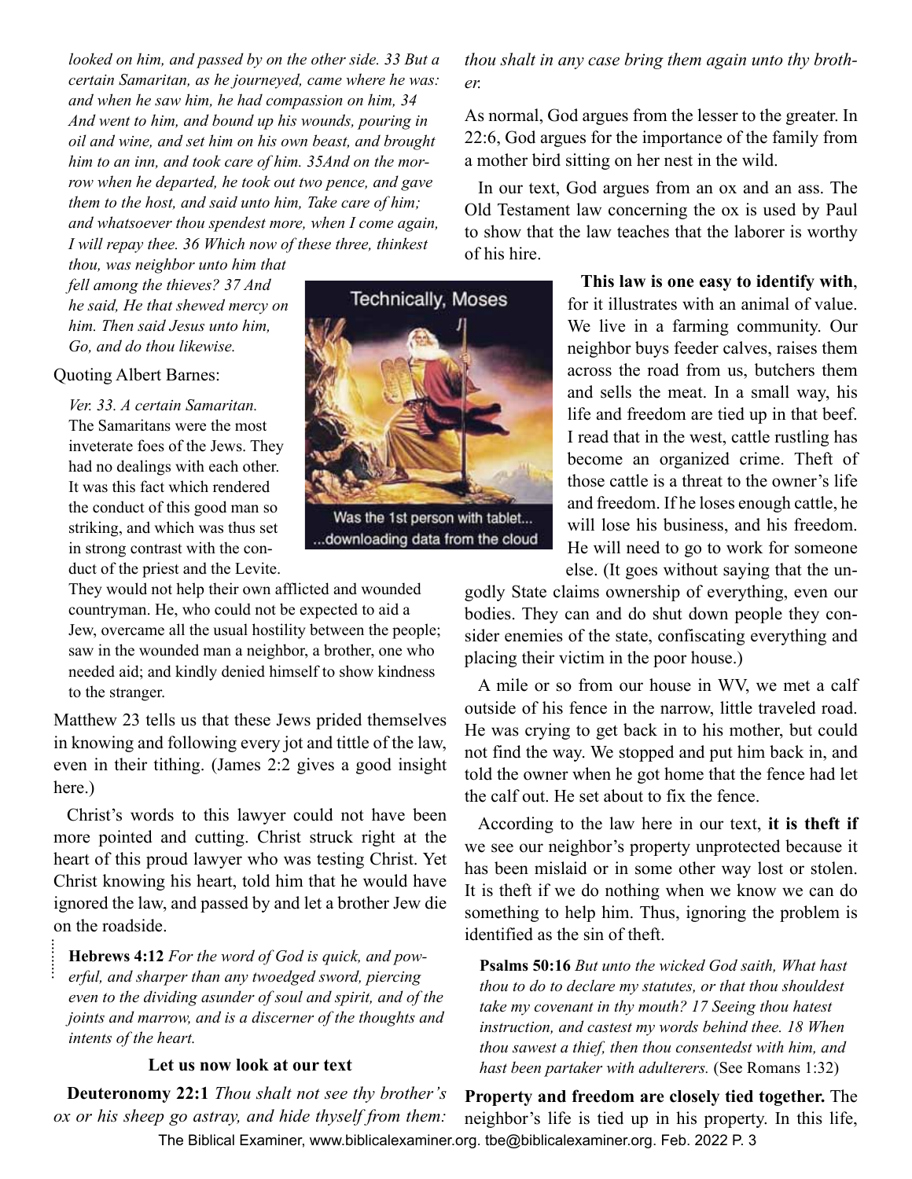*looked on him, and passed by on the other side. 33 But a certain Samaritan, as he journeyed, came where he was: and when he saw him, he had compassion on him, 34 And went to him, and bound up his wounds, pouring in oil and wine, and set him on his own beast, and brought him to an inn, and took care of him. 35And on the morrow when he departed, he took out two pence, and gave them to the host, and said unto him, Take care of him; and whatsoever thou spendest more, when I come again, I will repay thee. 36 Which now of these three, thinkest thou, was neighbor unto him that fell among the thieves? 37 And he said, He that shewed mercy on him. Then said Jesus unto him, Go, and do thou likewise.*

Quoting Albert Barnes:

> *Ver. 33. A certain Samaritan.* The Samaritans were the most inveterate foes of the Jews. They had no dealings with each other. It was this fact which rendered the conduct of this good man so striking, and which was thus set in strong contrast with the conduct of the priest and the Levite. They would not help their own afflicted and wounded countryman. He, who could not be expected to aid a Jew, overcame all the usual hostility between the people; saw in the wounded man a neighbor, a brother, one who needed aid; and kindly denied himself to show kindness to the stranger.

Technically, Moses

Was the 1st person with tablet... ...downloading data from the cloud

Matthew 23 tells us that these Jews prided themselves in knowing and following every jot and tittle of the law, even in their tithing. (James 2:2 gives a good insight here.)

Christ's words to this lawyer could not have been more pointed and cutting. Christ struck right at the heart of this proud lawyer who was testing Christ. Yet Christ knowing his heart, told him that he would have ignored the law, and passed by and let a brother Jew die on the roadside.

> **Hebrews 4:12** *For the word of God is quick, and powerful, and sharper than any twoedged sword, piercing even to the dividing asunder of soul and spirit, and of the joints and marrow, and is a discerner of the thoughts and intents of the heart.*

### Let us now look at our text

**Deuteronomy 22:1** *Thou shalt not see thy brother's ox or his sheep go astray, and hide thyself from them: thou shalt in any case bring them again unto thy brother.*

As normal, God argues from the lesser to the greater. In 22:6, God argues for the importance of the family from a mother bird sitting on her nest in the wild.

In our text, God argues from an ox and an ass. The Old Testament law concerning the ox is used by Paul to show that the law teaches that the laborer is worthy of his hire.

**This law is one easy to identify with**, for it illustrates with an animal of value. We live in a farming community. Our neighbor buys feeder calves, raises them across the road from us, butchers them and sells the meat. In a small way, his life and freedom are tied up in that beef. I read that in the west, cattle rustling has become an organized crime. Theft of those cattle is a threat to the owner's life and freedom. If he loses enough cattle, he will lose his business, and his freedom. He will need to go to work for someone else. (It goes without saying that the ungodly State claims ownership of everything, even our bodies. They can and do shut down people they consider enemies of the state, confiscating everything and placing their victim in the poor house.)

A mile or so from our house in WV, we met a calf outside of his fence in the narrow, little traveled road. He was crying to get back in to his mother, but could not find the way. We stopped and put him back in, and told the owner when he got home that the fence had let the calf out. He set about to fix the fence.

According to the law here in our text, **it is theft if** we see our neighbor's property unprotected because it has been mislaid or in some other way lost or stolen. It is theft if we do nothing when we know we can do something to help him. Thus, ignoring the problem is identified as the sin of theft.

> **Psalms 50:16** *But unto the wicked God saith, What hast thou to do to declare my statutes, or that thou shouldest take my covenant in thy mouth? 17 Seeing thou hatest instruction, and castest my words behind thee. 18 When thou sawest a thief, then thou consentedst with him, and hast been partaker with adulterers.* (See Romans 1:32)

**Property and freedom are closely tied together.** The neighbor's life is tied up in his property. In this life,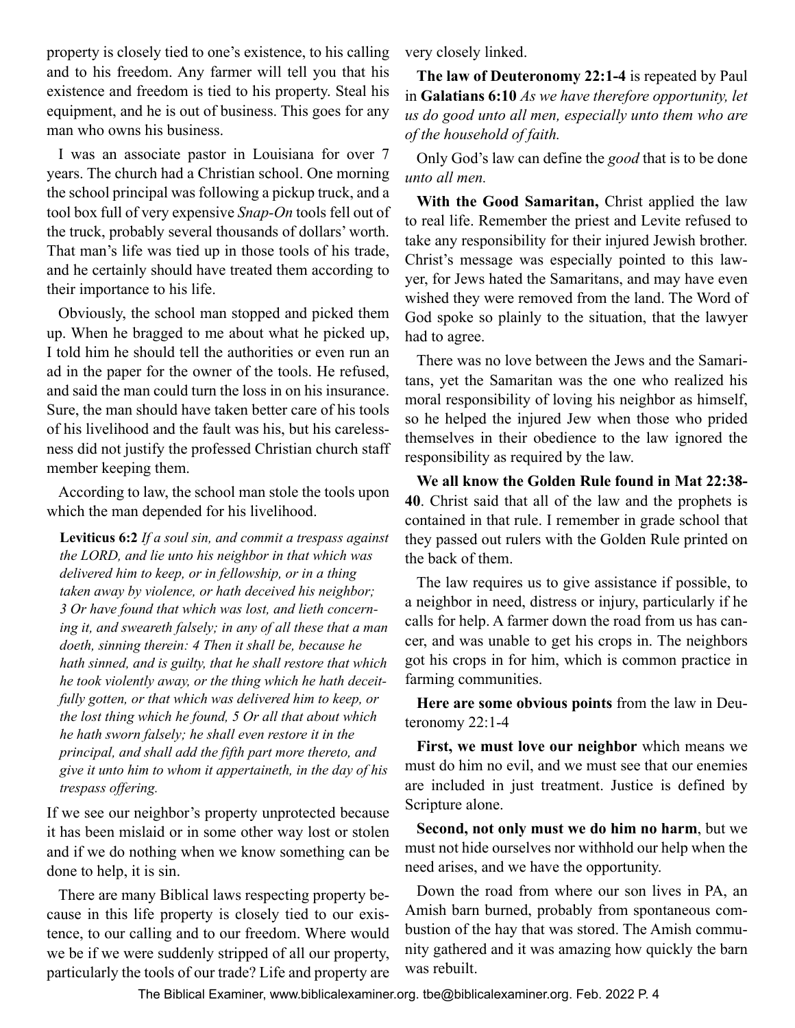property is closely tied to one's existence, to his calling and to his freedom. Any farmer will tell you that his existence and freedom is tied to his property. Steal his equipment, and he is out of business. This goes for any man who owns his business.

I was an associate pastor in Louisiana for over 7 years. The church had a Christian school. One morning the school principal was following a pickup truck, and a tool box full of very expensive *Snap-On* tools fell out of the truck, probably several thousands of dollars' worth. That man's life was tied up in those tools of his trade, and he certainly should have treated them according to their importance to his life.

Obviously, the school man stopped and picked them up. When he bragged to me about what he picked up, I told him he should tell the authorities or even run an ad in the paper for the owner of the tools. He refused, and said the man could turn the loss in on his insurance. Sure, the man should have taken better care of his tools of his livelihood and the fault was his, but his carelessness did not justify the professed Christian church staff member keeping them.

According to law, the school man stole the tools upon which the man depended for his livelihood.

> **Leviticus 6:2** *If a soul sin, and commit a trespass against the LORD, and lie unto his neighbor in that which was delivered him to keep, or in fellowship, or in a thing taken away by violence, or hath deceived his neighbor; 3 Or have found that which was lost, and lieth concerning it, and sweareth falsely; in any of all these that a man doeth, sinning therein: 4 Then it shall be, because he hath sinned, and is guilty, that he shall restore that which he took violently away, or the thing which he hath deceitfully gotten, or that which was delivered him to keep, or the lost thing which he found, 5 Or all that about which he hath sworn falsely; he shall even restore it in the principal, and shall add the fifth part more thereto, and give it unto him to whom it appertaineth, in the day of his trespass offering.*

If we see our neighbor's property unprotected because it has been mislaid or in some other way lost or stolen and if we do nothing when we know something can be done to help, it is sin.

There are many Biblical laws respecting property because in this life property is closely tied to our existence, to our calling and to our freedom. Where would we be if we were suddenly stripped of all our property, particularly the tools of our trade? Life and property are very closely linked.

**The law of Deuteronomy 22:1-4** is repeated by Paul in **Galatians 6:10** *As we have therefore opportunity, let us do good unto all men, especially unto them who are of the household of faith.*

Only God's law can define the *good* that is to be done *unto all men.*

**With the Good Samaritan,** Christ applied the law to real life. Remember the priest and Levite refused to take any responsibility for their injured Jewish brother. Christ's message was especially pointed to this lawyer, for Jews hated the Samaritans, and may have even wished they were removed from the land. The Word of God spoke so plainly to the situation, that the lawyer had to agree.

There was no love between the Jews and the Samaritans, yet the Samaritan was the one who realized his moral responsibility of loving his neighbor as himself, so he helped the injured Jew when those who prided themselves in their obedience to the law ignored the responsibility as required by the law.

**We all know the Golden Rule found in Mat 22:38-40**. Christ said that all of the law and the prophets is contained in that rule. I remember in grade school that they passed out rulers with the Golden Rule printed on the back of them.

The law requires us to give assistance if possible, to a neighbor in need, distress or injury, particularly if he calls for help. A farmer down the road from us has cancer, and was unable to get his crops in. The neighbors got his crops in for him, which is common practice in farming communities.

**Here are some obvious points** from the law in Deuteronomy 22:1-4

**First, we must love our neighbor** which means we must do him no evil, and we must see that our enemies are included in just treatment. Justice is defined by Scripture alone.

**Second, not only must we do him no harm**, but we must not hide ourselves nor withhold our help when the need arises, and we have the opportunity.

Down the road from where our son lives in PA, an Amish barn burned, probably from spontaneous combustion of the hay that was stored. The Amish community gathered and it was amazing how quickly the barn was rebuilt.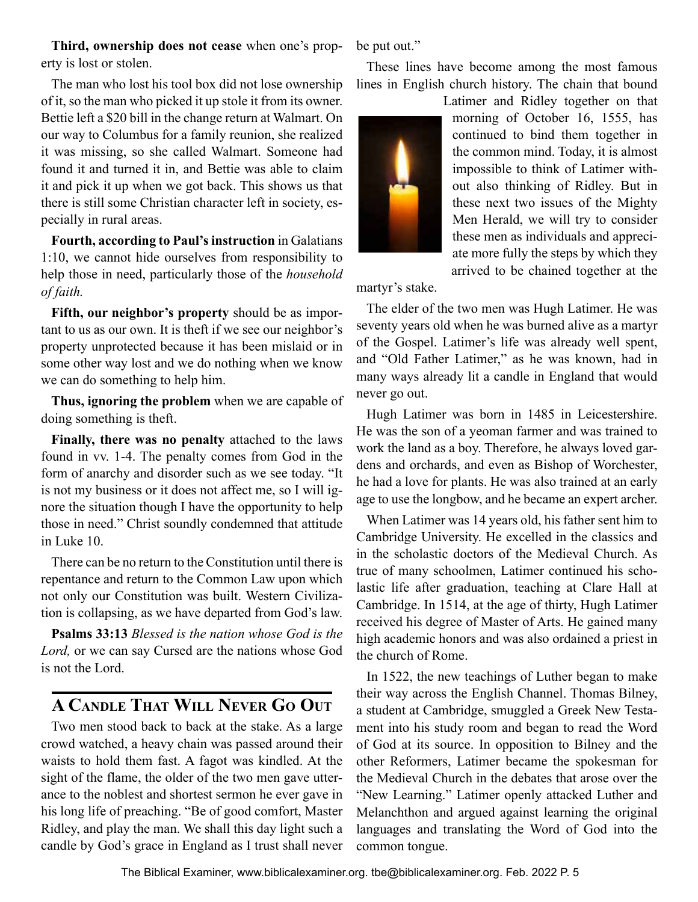**Third, ownership does not cease** when one's property is lost or stolen.

The man who lost his tool box did not lose ownership of it, so the man who picked it up stole it from its owner. Bettie left a $20 bill in the change return at Walmart. On our way to Columbus for a family reunion, she realized it was missing, so she called Walmart. Someone had found it and turned it in, and Bettie was able to claim it and pick it up when we got back. This shows us that there is still some Christian character left in society, especially in rural areas.

**Fourth, according to Paul's instruction** in Galatians 1:10, we cannot hide ourselves from responsibility to help those in need, particularly those of the *household of faith.*

**Fifth, our neighbor's property** should be as important to us as our own. It is theft if we see our neighbor's property unprotected because it has been mislaid or in some other way lost and we do nothing when we know we can do something to help him.

**Thus, ignoring the problem** when we are capable of doing something is theft.

**Finally, there was no penalty** attached to the laws found in vv. 1-4. The penalty comes from God in the form of anarchy and disorder such as we see today. "It is not my business or it does not affect me, so I will ignore the situation though I have the opportunity to help those in need." Christ soundly condemned that attitude in Luke 10.

There can be no return to the Constitution until there is repentance and return to the Common Law upon which not only our Constitution was built. Western Civilization is collapsing, as we have departed from God's law.

**Psalms 33:13** *Blessed is the nation whose God is the Lord,* or we can say Cursed are the nations whose God is not the Lord.

## A Candle That Will Never Go Out

Two men stood back to back at the stake. As a large crowd watched, a heavy chain was passed around their waists to hold them fast. A fagot was kindled. At the sight of the flame, the older of the two men gave utterance to the noblest and shortest sermon he ever gave in his long life of preaching. "Be of good comfort, Master Ridley, and play the man. We shall this day light such a candle by God's grace in England as I trust shall never be put out."

These lines have become among the most famous lines in English church history. The chain that bound Latimer and Ridley together on that morning of October 16, 1555, has continued to bind them together in the common mind. Today, it is almost impossible to think of Latimer without also thinking of Ridley. But in these next two issues of the Mighty Men Herald, we will try to consider these men as individuals and appreciate more fully the steps by which they arrived to be chained together at the martyr's stake.

The elder of the two men was Hugh Latimer. He was seventy years old when he was burned alive as a martyr of the Gospel. Latimer's life was already well spent, and "Old Father Latimer," as he was known, had in many ways already lit a candle in England that would never go out.

Hugh Latimer was born in 1485 in Leicestershire. He was the son of a yeoman farmer and was trained to work the land as a boy. Therefore, he always loved gardens and orchards, and even as Bishop of Worchester, he had a love for plants. He was also trained at an early age to use the longbow, and he became an expert archer.

When Latimer was 14 years old, his father sent him to Cambridge University. He excelled in the classics and in the scholastic doctors of the Medieval Church. As true of many schoolmen, Latimer continued his scholastic life after graduation, teaching at Clare Hall at Cambridge. In 1514, at the age of thirty, Hugh Latimer received his degree of Master of Arts. He gained many high academic honors and was also ordained a priest in the church of Rome.

In 1522, the new teachings of Luther began to make their way across the English Channel. Thomas Bilney, a student at Cambridge, smuggled a Greek New Testament into his study room and began to read the Word of God at its source. In opposition to Bilney and the other Reformers, Latimer became the spokesman for the Medieval Church in the debates that arose over the "New Learning." Latimer openly attacked Luther and Melanchthon and argued against learning the original languages and translating the Word of God into the common tongue.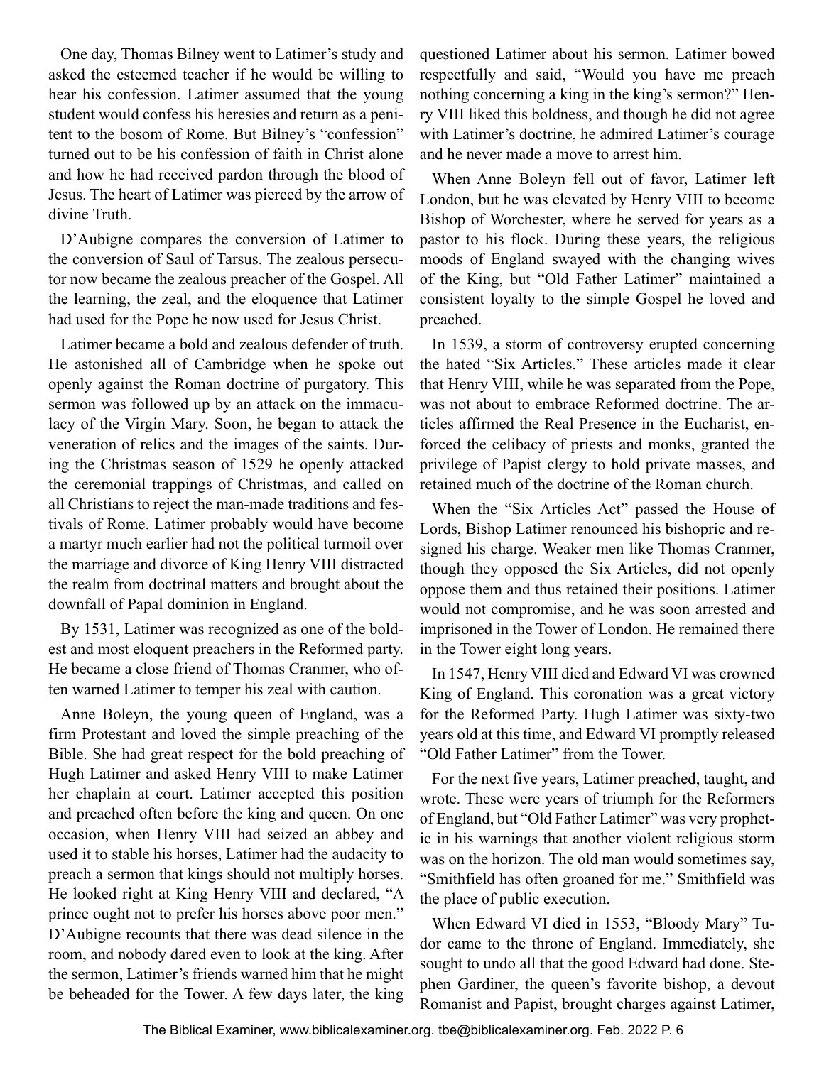One day, Thomas Bilney went to Latimer's study and asked the esteemed teacher if he would be willing to hear his confession. Latimer assumed that the young student would confess his heresies and return as a penitent to the bosom of Rome. But Bilney's "confession" turned out to be his confession of faith in Christ alone and how he had received pardon through the blood of Jesus. The heart of Latimer was pierced by the arrow of divine Truth.

D'Aubigne compares the conversion of Latimer to the conversion of Saul of Tarsus. The zealous persecutor now became the zealous preacher of the Gospel. All the learning, the zeal, and the eloquence that Latimer had used for the Pope he now used for Jesus Christ.

Latimer became a bold and zealous defender of truth. He astonished all of Cambridge when he spoke out openly against the Roman doctrine of purgatory. This sermon was followed up by an attack on the immaculacy of the Virgin Mary. Soon, he began to attack the veneration of relics and the images of the saints. During the Christmas season of 1529 he openly attacked the ceremonial trappings of Christmas, and called on all Christians to reject the man-made traditions and festivals of Rome. Latimer probably would have become a martyr much earlier had not the political turmoil over the marriage and divorce of King Henry VIII distracted the realm from doctrinal matters and brought about the downfall of Papal dominion in England.

By 1531, Latimer was recognized as one of the boldest and most eloquent preachers in the Reformed party. He became a close friend of Thomas Cranmer, who often warned Latimer to temper his zeal with caution.

Anne Boleyn, the young queen of England, was a firm Protestant and loved the simple preaching of the Bible. She had great respect for the bold preaching of Hugh Latimer and asked Henry VIII to make Latimer her chaplain at court. Latimer accepted this position and preached often before the king and queen. On one occasion, when Henry VIII had seized an abbey and used it to stable his horses, Latimer had the audacity to preach a sermon that kings should not multiply horses. He looked right at King Henry VIII and declared, "A prince ought not to prefer his horses above poor men." D'Aubigne recounts that there was dead silence in the room, and nobody dared even to look at the king. After the sermon, Latimer's friends warned him that he might be beheaded for the Tower. A few days later, the king questioned Latimer about his sermon. Latimer bowed respectfully and said, "Would you have me preach nothing concerning a king in the king's sermon?" Henry VIII liked this boldness, and though he did not agree with Latimer's doctrine, he admired Latimer's courage and he never made a move to arrest him.

When Anne Boleyn fell out of favor, Latimer left London, but he was elevated by Henry VIII to become Bishop of Worchester, where he served for years as a pastor to his flock. During these years, the religious moods of England swayed with the changing wives of the King, but "Old Father Latimer" maintained a consistent loyalty to the simple Gospel he loved and preached.

In 1539, a storm of controversy erupted concerning the hated "Six Articles." These articles made it clear that Henry VIII, while he was separated from the Pope, was not about to embrace Reformed doctrine. The articles affirmed the Real Presence in the Eucharist, enforced the celibacy of priests and monks, granted the privilege of Papist clergy to hold private masses, and retained much of the doctrine of the Roman church.

When the "Six Articles Act" passed the House of Lords, Bishop Latimer renounced his bishopric and resigned his charge. Weaker men like Thomas Cranmer, though they opposed the Six Articles, did not openly oppose them and thus retained their positions. Latimer would not compromise, and he was soon arrested and imprisoned in the Tower of London. He remained there in the Tower eight long years.

In 1547, Henry VIII died and Edward VI was crowned King of England. This coronation was a great victory for the Reformed Party. Hugh Latimer was sixty-two years old at this time, and Edward VI promptly released "Old Father Latimer" from the Tower.

For the next five years, Latimer preached, taught, and wrote. These were years of triumph for the Reformers of England, but "Old Father Latimer" was very prophetic in his warnings that another violent religious storm was on the horizon. The old man would sometimes say, "Smithfield has often groaned for me." Smithfield was the place of public execution.

When Edward VI died in 1553, "Bloody Mary" Tudor came to the throne of England. Immediately, she sought to undo all that the good Edward had done. Stephen Gardiner, the queen's favorite bishop, a devout Romanist and Papist, brought charges against Latimer,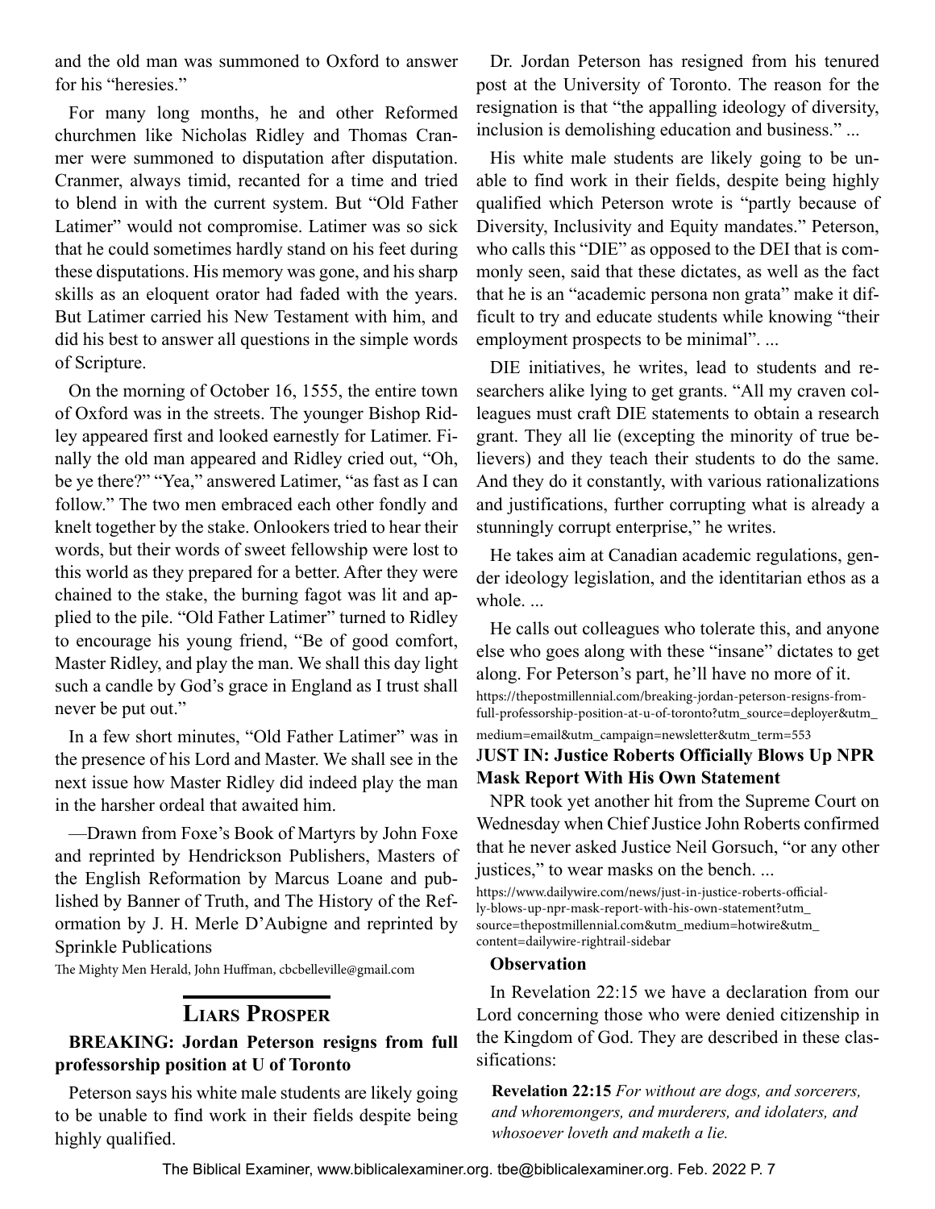and the old man was summoned to Oxford to answer for his "heresies."

For many long months, he and other Reformed churchmen like Nicholas Ridley and Thomas Cranmer were summoned to disputation after disputation. Cranmer, always timid, recanted for a time and tried to blend in with the current system. But "Old Father Latimer" would not compromise. Latimer was so sick that he could sometimes hardly stand on his feet during these disputations. His memory was gone, and his sharp skills as an eloquent orator had faded with the years. But Latimer carried his New Testament with him, and did his best to answer all questions in the simple words of Scripture.

On the morning of October 16, 1555, the entire town of Oxford was in the streets. The younger Bishop Ridley appeared first and looked earnestly for Latimer. Finally the old man appeared and Ridley cried out, "Oh, be ye there?" "Yea," answered Latimer, "as fast as I can follow." The two men embraced each other fondly and knelt together by the stake. Onlookers tried to hear their words, but their words of sweet fellowship were lost to this world as they prepared for a better. After they were chained to the stake, the burning fagot was lit and applied to the pile. "Old Father Latimer" turned to Ridley to encourage his young friend, "Be of good comfort, Master Ridley, and play the man. We shall this day light such a candle by God's grace in England as I trust shall never be put out."

In a few short minutes, "Old Father Latimer" was in the presence of his Lord and Master. We shall see in the next issue how Master Ridley did indeed play the man in the harsher ordeal that awaited him.

—Drawn from Foxe's Book of Martyrs by John Foxe and reprinted by Hendrickson Publishers, Masters of the English Reformation by Marcus Loane and published by Banner of Truth, and The History of the Reformation by J. H. Merle D'Aubigne and reprinted by Sprinkle Publications

The Mighty Men Herald, John Huffman, cbcbelleville@gmail.com

## Liars Prosper

**BREAKING: Jordan Peterson resigns from full professorship position at U of Toronto**

Peterson says his white male students are likely going to be unable to find work in their fields despite being highly qualified.

Dr. Jordan Peterson has resigned from his tenured post at the University of Toronto. The reason for the resignation is that "the appalling ideology of diversity, inclusion is demolishing education and business." ...

His white male students are likely going to be unable to find work in their fields, despite being highly qualified which Peterson wrote is "partly because of Diversity, Inclusivity and Equity mandates." Peterson, who calls this "DIE" as opposed to the DEI that is commonly seen, said that these dictates, as well as the fact that he is an "academic persona non grata" make it difficult to try and educate students while knowing "their employment prospects to be minimal". ...

DIE initiatives, he writes, lead to students and researchers alike lying to get grants. "All my craven colleagues must craft DIE statements to obtain a research grant. They all lie (excepting the minority of true believers) and they teach their students to do the same. And they do it constantly, with various rationalizations and justifications, further corrupting what is already a stunningly corrupt enterprise," he writes.

He takes aim at Canadian academic regulations, gender ideology legislation, and the identitarian ethos as a whole. ...

He calls out colleagues who tolerate this, and anyone else who goes along with these "insane" dictates to get along. For Peterson's part, he'll have no more of it.

https://thepostmillennial.com/breaking-jordan-peterson-resigns-from-full-professorship-position-at-u-of-toronto?utm_source=deployer&utm_medium=email&utm_campaign=newsletter&utm_term=553

**JUST IN: Justice Roberts Officially Blows Up NPR Mask Report With His Own Statement**

NPR took yet another hit from the Supreme Court on Wednesday when Chief Justice John Roberts confirmed that he never asked Justice Neil Gorsuch, "or any other justices," to wear masks on the bench. ...

https://www.dailywire.com/news/just-in-justice-roberts-officially-blows-up-npr-mask-report-with-his-own-statement?utm_source=thepostmillennial.com&utm_medium=hotwire&utm_content=dailywire-rightrail-sidebar

**Observation**

In Revelation 22:15 we have a declaration from our Lord concerning those who were denied citizenship in the Kingdom of God. They are described in these classifications:

> **Revelation 22:15** *For without are dogs, and sorcerers, and whoremongers, and murderers, and idolaters, and whosoever loveth and maketh a lie.*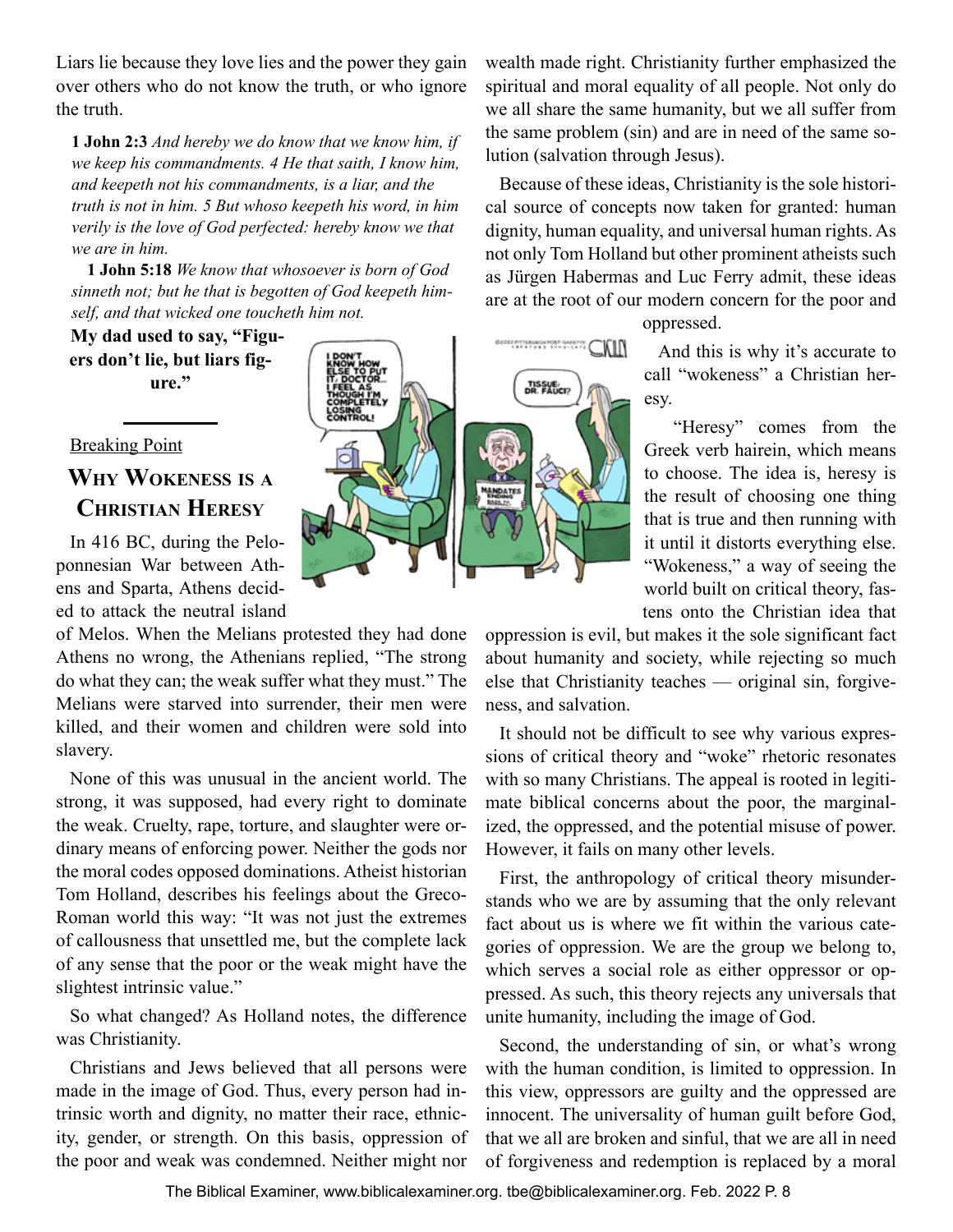Liars lie because they love lies and the power they gain over others who do not know the truth, or who ignore the truth.

**1 John 2:3** *And hereby we do know that we know him, if we keep his commandments. 4 He that saith, I know him, and keepeth not his commandments, is a liar, and the truth is not in him. 5 But whoso keepeth his word, in him verily is the love of God perfected: hereby know we that we are in him.*

**1 John 5:18** *We know that whosoever is born of God sinneth not; but he that is begotten of God keepeth himself, and that wicked one toucheth him not.*

**My dad used to say, "Figures don't lie, but liars figure."**

---

Breaking Point

## Why Wokeness is a Christian Heresy

In 416 BC, during the Peloponnesian War between Athens and Sparta, Athens decided to attack the neutral island of Melos. When the Melians protested they had done Athens no wrong, the Athenians replied, "The strong do what they can; the weak suffer what they must." The Melians were starved into surrender, their men were killed, and their women and children were sold into slavery.

None of this was unusual in the ancient world. The strong, it was supposed, had every right to dominate the weak. Cruelty, rape, torture, and slaughter were ordinary means of enforcing power. Neither the gods nor the moral codes opposed dominations. Atheist historian Tom Holland, describes his feelings about the Greco-Roman world this way: "It was not just the extremes of callousness that unsettled me, but the complete lack of any sense that the poor or the weak might have the slightest intrinsic value."

So what changed? As Holland notes, the difference was Christianity.

Christians and Jews believed that all persons were made in the image of God. Thus, every person had intrinsic worth and dignity, no matter their race, ethnicity, gender, or strength. On this basis, oppression of the poor and weak was condemned. Neither might nor wealth made right. Christianity further emphasized the spiritual and moral equality of all people. Not only do we all share the same humanity, but we all suffer from the same problem (sin) and are in need of the same solution (salvation through Jesus).

Because of these ideas, Christianity is the sole historical source of concepts now taken for granted: human dignity, human equality, and universal human rights. As not only Tom Holland but other prominent atheists such as Jürgen Habermas and Luc Ferry admit, these ideas are at the root of our modern concern for the poor and oppressed.

And this is why it's accurate to call "wokeness" a Christian heresy.

"Heresy" comes from the Greek verb hairein, which means to choose. The idea is, heresy is the result of choosing one thing that is true and then running with it until it distorts everything else. "Wokeness," a way of seeing the world built on critical theory, fastens onto the Christian idea that oppression is evil, but makes it the sole significant fact about humanity and society, while rejecting so much else that Christianity teaches — original sin, forgiveness, and salvation.

It should not be difficult to see why various expressions of critical theory and "woke" rhetoric resonates with so many Christians. The appeal is rooted in legitimate biblical concerns about the poor, the marginalized, the oppressed, and the potential misuse of power. However, it fails on many other levels.

First, the anthropology of critical theory misunderstands who we are by assuming that the only relevant fact about us is where we fit within the various categories of oppression. We are the group we belong to, which serves a social role as either oppressor or oppressed. As such, this theory rejects any universals that unite humanity, including the image of God.

Second, the understanding of sin, or what's wrong with the human condition, is limited to oppression. In this view, oppressors are guilty and the oppressed are innocent. The universality of human guilt before God, that we all are broken and sinful, that we are all in need of forgiveness and redemption is replaced by a moral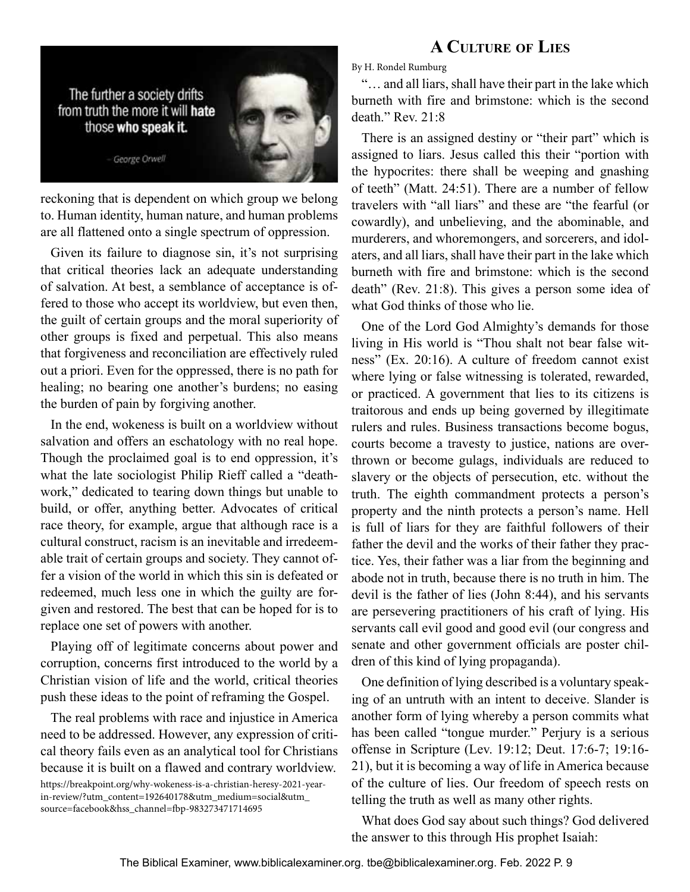reckoning that is dependent on which group we belong to. Human identity, human nature, and human problems are all flattened onto a single spectrum of oppression.

Given its failure to diagnose sin, it's not surprising that critical theories lack an adequate understanding of salvation. At best, a semblance of acceptance is offered to those who accept its worldview, but even then, the guilt of certain groups and the moral superiority of other groups is fixed and perpetual. This also means that forgiveness and reconciliation are effectively ruled out a priori. Even for the oppressed, there is no path for healing; no bearing one another's burdens; no easing the burden of pain by forgiving another.

In the end, wokeness is built on a worldview without salvation and offers an eschatology with no real hope. Though the proclaimed goal is to end oppression, it's what the late sociologist Philip Rieff called a "deathwork," dedicated to tearing down things but unable to build, or offer, anything better. Advocates of critical race theory, for example, argue that although race is a cultural construct, racism is an inevitable and irredeemable trait of certain groups and society. They cannot offer a vision of the world in which this sin is defeated or redeemed, much less one in which the guilty are forgiven and restored. The best that can be hoped for is to replace one set of powers with another.

Playing off of legitimate concerns about power and corruption, concerns first introduced to the world by a Christian vision of life and the world, critical theories push these ideas to the point of reframing the Gospel.

The real problems with race and injustice in America need to be addressed. However, any expression of critical theory fails even as an analytical tool for Christians because it is built on a flawed and contrary worldview.

https://breakpoint.org/why-wokeness-is-a-christian-heresy-2021-year-in-review/?utm_content=192640178&utm_medium=social&utm_source=facebook&hss_channel=fbp-983273471714695

## A Culture of Lies

By H. Rondel Rumburg

"… and all liars, shall have their part in the lake which burneth with fire and brimstone: which is the second death." Rev. 21:8

There is an assigned destiny or "their part" which is assigned to liars. Jesus called this their "portion with the hypocrites: there shall be weeping and gnashing of teeth" (Matt. 24:51). There are a number of fellow travelers with "all liars" and these are "the fearful (or cowardly), and unbelieving, and the abominable, and murderers, and whoremongers, and sorcerers, and idolaters, and all liars, shall have their part in the lake which burneth with fire and brimstone: which is the second death" (Rev. 21:8). This gives a person some idea of what God thinks of those who lie.

One of the Lord God Almighty's demands for those living in His world is "Thou shalt not bear false witness" (Ex. 20:16). A culture of freedom cannot exist where lying or false witnessing is tolerated, rewarded, or practiced. A government that lies to its citizens is traitorous and ends up being governed by illegitimate rulers and rules. Business transactions become bogus, courts become a travesty to justice, nations are overthrown or become gulags, individuals are reduced to slavery or the objects of persecution, etc. without the truth. The eighth commandment protects a person's property and the ninth protects a person's name. Hell is full of liars for they are faithful followers of their father the devil and the works of their father they practice. Yes, their father was a liar from the beginning and abode not in truth, because there is no truth in him. The devil is the father of lies (John 8:44), and his servants are persevering practitioners of his craft of lying. His servants call evil good and good evil (our congress and senate and other government officials are poster children of this kind of lying propaganda).

One definition of lying described is a voluntary speaking of an untruth with an intent to deceive. Slander is another form of lying whereby a person commits what has been called "tongue murder." Perjury is a serious offense in Scripture (Lev. 19:12; Deut. 17:6-7; 19:16-21), but it is becoming a way of life in America because of the culture of lies. Our freedom of speech rests on telling the truth as well as many other rights.

What does God say about such things? God delivered the answer to this through His prophet Isaiah: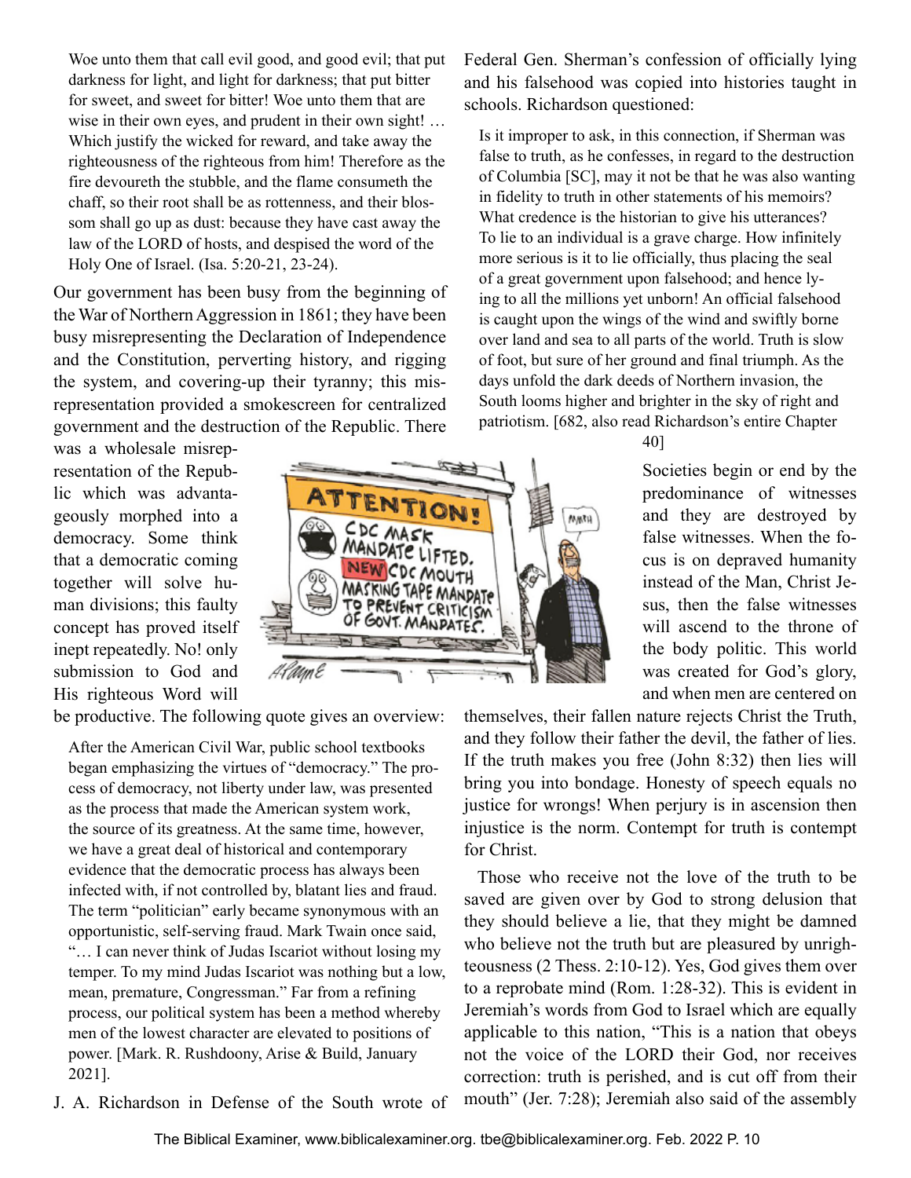> Woe unto them that call evil good, and good evil; that put darkness for light, and light for darkness; that put bitter for sweet, and sweet for bitter! Woe unto them that are wise in their own eyes, and prudent in their own sight! … Which justify the wicked for reward, and take away the righteousness of the righteous from him! Therefore as the fire devoureth the stubble, and the flame consumeth the chaff, so their root shall be as rottenness, and their blossom shall go up as dust: because they have cast away the law of the LORD of hosts, and despised the word of the Holy One of Israel. (Isa. 5:20-21, 23-24).

Our government has been busy from the beginning of the War of Northern Aggression in 1861; they have been busy misrepresenting the Declaration of Independence and the Constitution, perverting history, and rigging the system, and covering-up their tyranny; this misrepresentation provided a smokescreen for centralized government and the destruction of the Republic. There was a wholesale misrepresentation of the Republic which was advantageously morphed into a democracy. Some think that a democratic coming together will solve human divisions; this faulty concept has proved itself inept repeatedly. No! only submission to God and His righteous Word will be productive. The following quote gives an overview:

> After the American Civil War, public school textbooks began emphasizing the virtues of "democracy." The process of democracy, not liberty under law, was presented as the process that made the American system work, the source of its greatness. At the same time, however, we have a great deal of historical and contemporary evidence that the democratic process has always been infected with, if not controlled by, blatant lies and fraud. The term "politician" early became synonymous with an opportunistic, self-serving fraud. Mark Twain once said, "… I can never think of Judas Iscariot without losing my temper. To my mind Judas Iscariot was nothing but a low, mean, premature, Congressman." Far from a refining process, our political system has been a method whereby men of the lowest character are elevated to positions of power. [Mark. R. Rushdoony, Arise & Build, January 2021].

J. A. Richardson in Defense of the South wrote of Federal Gen. Sherman's confession of officially lying and his falsehood was copied into histories taught in schools. Richardson questioned:

> Is it improper to ask, in this connection, if Sherman was false to truth, as he confesses, in regard to the destruction of Columbia [SC], may it not be that he was also wanting in fidelity to truth in other statements of his memoirs? What credence is the historian to give his utterances? To lie to an individual is a grave charge. How infinitely more serious is it to lie officially, thus placing the seal of a great government upon falsehood; and hence lying to all the millions yet unborn! An official falsehood is caught upon the wings of the wind and swiftly borne over land and sea to all parts of the world. Truth is slow of foot, but sure of her ground and final triumph. As the days unfold the dark deeds of Northern invasion, the South looms higher and brighter in the sky of right and patriotism. [682, also read Richardson's entire Chapter 40]

Societies begin or end by the predominance of witnesses and they are destroyed by false witnesses. When the focus is on depraved humanity instead of the Man, Christ Jesus, then the false witnesses will ascend to the throne of the body politic. This world was created for God's glory, and when men are centered on themselves, their fallen nature rejects Christ the Truth, and they follow their father the devil, the father of lies. If the truth makes you free (John 8:32) then lies will bring you into bondage. Honesty of speech equals no justice for wrongs! When perjury is in ascension then injustice is the norm. Contempt for truth is contempt for Christ.

Those who receive not the love of the truth to be saved are given over by God to strong delusion that they should believe a lie, that they might be damned who believe not the truth but are pleasured by unrighteousness (2 Thess. 2:10-12). Yes, God gives them over to a reprobate mind (Rom. 1:28-32). This is evident in Jeremiah's words from God to Israel which are equally applicable to this nation, "This is a nation that obeys not the voice of the LORD their God, nor receives correction: truth is perished, and is cut off from their mouth" (Jer. 7:28); Jeremiah also said of the assembly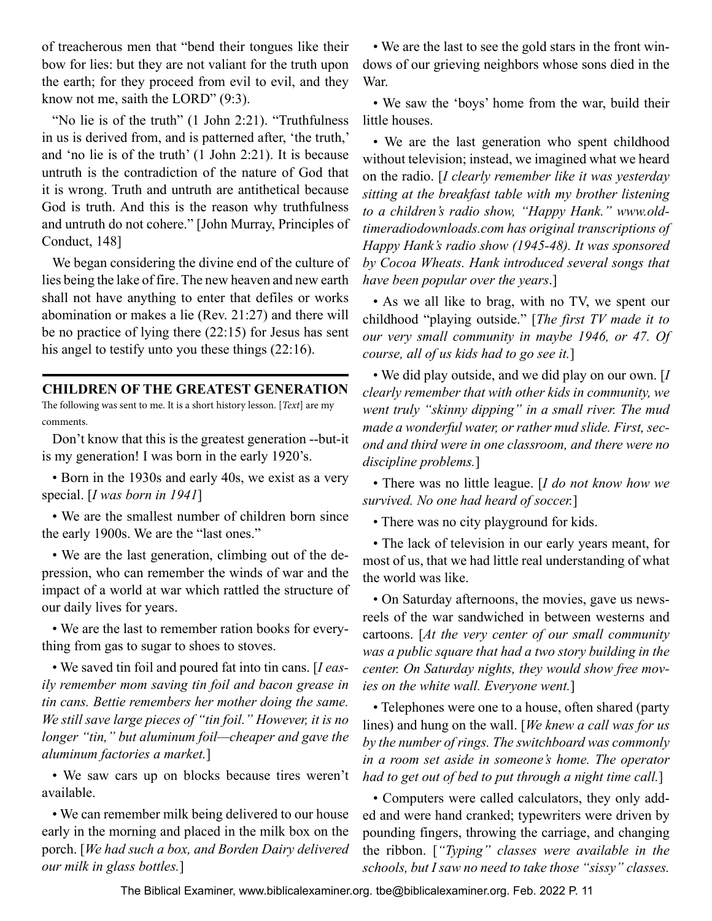of treacherous men that "bend their tongues like their bow for lies: but they are not valiant for the truth upon the earth; for they proceed from evil to evil, and they know not me, saith the LORD" (9:3).

"No lie is of the truth" (1 John 2:21). "Truthfulness in us is derived from, and is patterned after, 'the truth,' and 'no lie is of the truth' (1 John 2:21). It is because untruth is the contradiction of the nature of God that it is wrong. Truth and untruth are antithetical because God is truth. And this is the reason why truthfulness and untruth do not cohere." [John Murray, Principles of Conduct, 148]

We began considering the divine end of the culture of lies being the lake of fire. The new heaven and new earth shall not have anything to enter that defiles or works abomination or makes a lie (Rev. 21:27) and there will be no practice of lying there (22:15) for Jesus has sent his angel to testify unto you these things (22:16).

## CHILDREN OF THE GREATEST GENERATION

The following was sent to me. It is a short history lesson. [*Text*] are my comments.

Don't know that this is the greatest generation --but-it is my generation! I was born in the early 1920's.

• Born in the 1930s and early 40s, we exist as a very special. [*I was born in 1941*]

• We are the smallest number of children born since the early 1900s. We are the "last ones."

• We are the last generation, climbing out of the depression, who can remember the winds of war and the impact of a world at war which rattled the structure of our daily lives for years.

• We are the last to remember ration books for everything from gas to sugar to shoes to stoves.

• We saved tin foil and poured fat into tin cans. [*I easily remember mom saving tin foil and bacon grease in tin cans. Bettie remembers her mother doing the same. We still save large pieces of "tin foil." However, it is no longer "tin," but aluminum foil—cheaper and gave the aluminum factories a market.*]

• We saw cars up on blocks because tires weren't available.

• We can remember milk being delivered to our house early in the morning and placed in the milk box on the porch. [*We had such a box, and Borden Dairy delivered our milk in glass bottles.*]

• We are the last to see the gold stars in the front windows of our grieving neighbors whose sons died in the War.

• We saw the 'boys' home from the war, build their little houses.

• We are the last generation who spent childhood without television; instead, we imagined what we heard on the radio. [*I clearly remember like it was yesterday sitting at the breakfast table with my brother listening to a children's radio show, "Happy Hank." www.oldtimeradiodownloads.com has original transcriptions of Happy Hank's radio show (1945-48). It was sponsored by Cocoa Wheats. Hank introduced several songs that have been popular over the years*.]

• As we all like to brag, with no TV, we spent our childhood "playing outside." [*The first TV made it to our very small community in maybe 1946, or 47. Of course, all of us kids had to go see it.*]

• We did play outside, and we did play on our own. [*I clearly remember that with other kids in community, we went truly "skinny dipping" in a small river. The mud made a wonderful water, or rather mud slide. First, second and third were in one classroom, and there were no discipline problems.*]

• There was no little league. [*I do not know how we survived. No one had heard of soccer.*]

• There was no city playground for kids.

• The lack of television in our early years meant, for most of us, that we had little real understanding of what the world was like.

• On Saturday afternoons, the movies, gave us newsreels of the war sandwiched in between westerns and cartoons. [*At the very center of our small community was a public square that had a two story building in the center. On Saturday nights, they would show free movies on the white wall. Everyone went.*]

• Telephones were one to a house, often shared (party lines) and hung on the wall. [*We knew a call was for us by the number of rings. The switchboard was commonly in a room set aside in someone's home. The operator had to get out of bed to put through a night time call.*]

• Computers were called calculators, they only added and were hand cranked; typewriters were driven by pounding fingers, throwing the carriage, and changing the ribbon. [*"Typing" classes were available in the schools, but I saw no need to take those "sissy" classes.*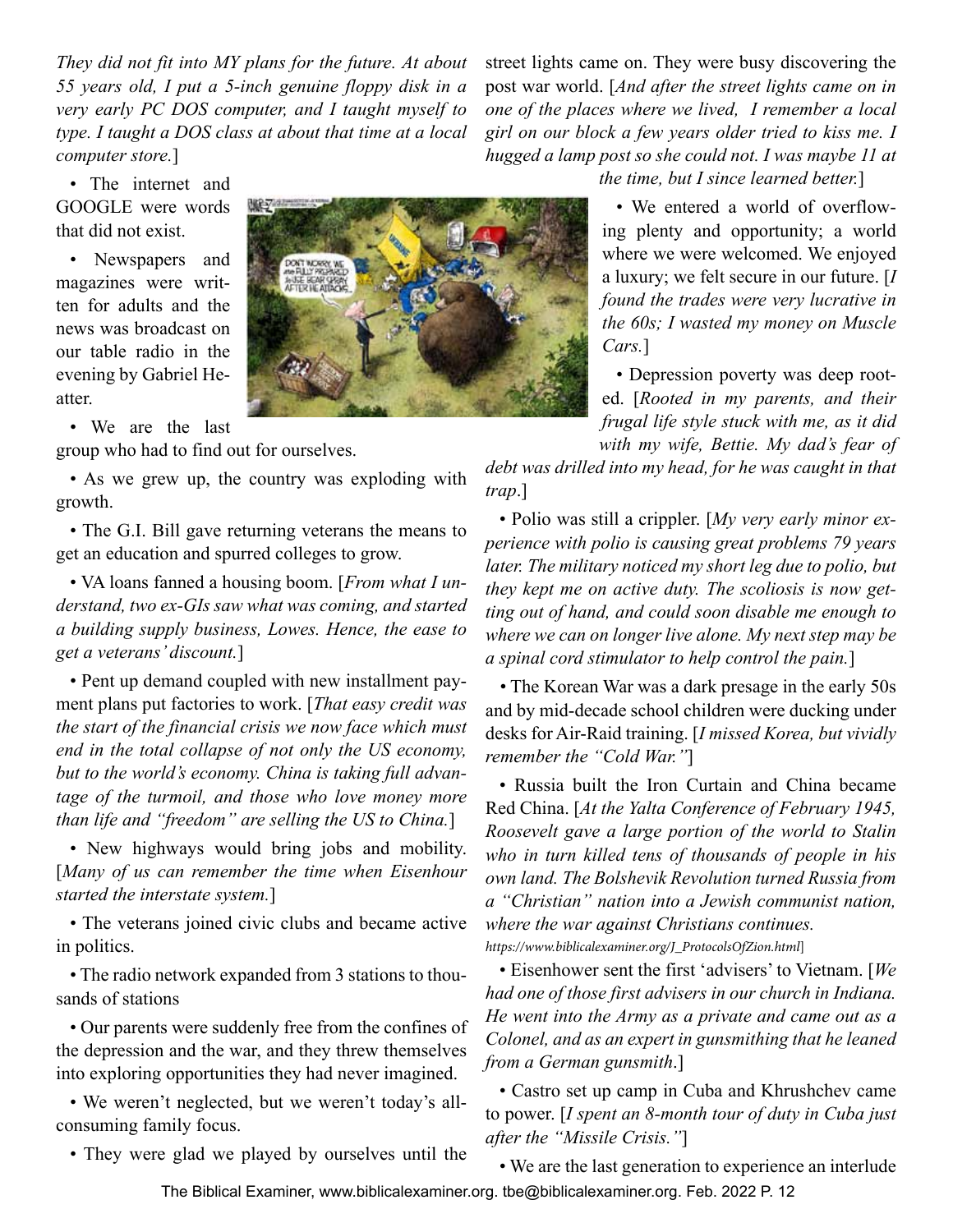*They did not fit into MY plans for the future. At about 55 years old, I put a 5-inch genuine floppy disk in a very early PC DOS computer, and I taught myself to type. I taught a DOS class at about that time at a local computer store.*]

• The internet and GOOGLE were words that did not exist.

• Newspapers and magazines were written for adults and the news was broadcast on our table radio in the evening by Gabriel Heatter.

• We are the last group who had to find out for ourselves.

• As we grew up, the country was exploding with growth.

• The G.I. Bill gave returning veterans the means to get an education and spurred colleges to grow.

• VA loans fanned a housing boom. [*From what I understand, two ex-GIs saw what was coming, and started a building supply business, Lowes. Hence, the ease to get a veterans' discount.*]

• Pent up demand coupled with new installment payment plans put factories to work. [*That easy credit was the start of the financial crisis we now face which must end in the total collapse of not only the US economy, but to the world's economy. China is taking full advantage of the turmoil, and those who love money more than life and "freedom" are selling the US to China.*]

• New highways would bring jobs and mobility. [*Many of us can remember the time when Eisenhour started the interstate system.*]

• The veterans joined civic clubs and became active in politics.

• The radio network expanded from 3 stations to thousands of stations

• Our parents were suddenly free from the confines of the depression and the war, and they threw themselves into exploring opportunities they had never imagined.

• We weren't neglected, but we weren't today's all-consuming family focus.

• They were glad we played by ourselves until the street lights came on. They were busy discovering the post war world. [*And after the street lights came on in one of the places where we lived, I remember a local girl on our block a few years older tried to kiss me. I hugged a lamp post so she could not. I was maybe 11 at the time, but I since learned better.*]

• We entered a world of overflowing plenty and opportunity; a world where we were welcomed. We enjoyed a luxury; we felt secure in our future. [*I found the trades were very lucrative in the 60s; I wasted my money on Muscle Cars.*]

• Depression poverty was deep rooted. [*Rooted in my parents, and their frugal life style stuck with me, as it did with my wife, Bettie. My dad's fear of debt was drilled into my head, for he was caught in that trap*.]

• Polio was still a crippler. [*My very early minor experience with polio is causing great problems 79 years later. The military noticed my short leg due to polio, but they kept me on active duty. The scoliosis is now getting out of hand, and could soon disable me enough to where we can on longer live alone. My next step may be a spinal cord stimulator to help control the pain.*]

• The Korean War was a dark presage in the early 50s and by mid-decade school children were ducking under desks for Air-Raid training. [*I missed Korea, but vividly remember the "Cold War."*]

• Russia built the Iron Curtain and China became Red China. [*At the Yalta Conference of February 1945, Roosevelt gave a large portion of the world to Stalin who in turn killed tens of thousands of people in his own land. The Bolshevik Revolution turned Russia from a "Christian" nation into a Jewish communist nation, where the war against Christians continues. https://www.biblicalexaminer.org/J_ProtocolsOfZion.html*]

• Eisenhower sent the first 'advisers' to Vietnam. [*We had one of those first advisers in our church in Indiana. He went into the Army as a private and came out as a Colonel, and as an expert in gunsmithing that he leaned from a German gunsmith*.]

• Castro set up camp in Cuba and Khrushchev came to power. [*I spent an 8-month tour of duty in Cuba just after the "Missile Crisis."*]

• We are the last generation to experience an interlude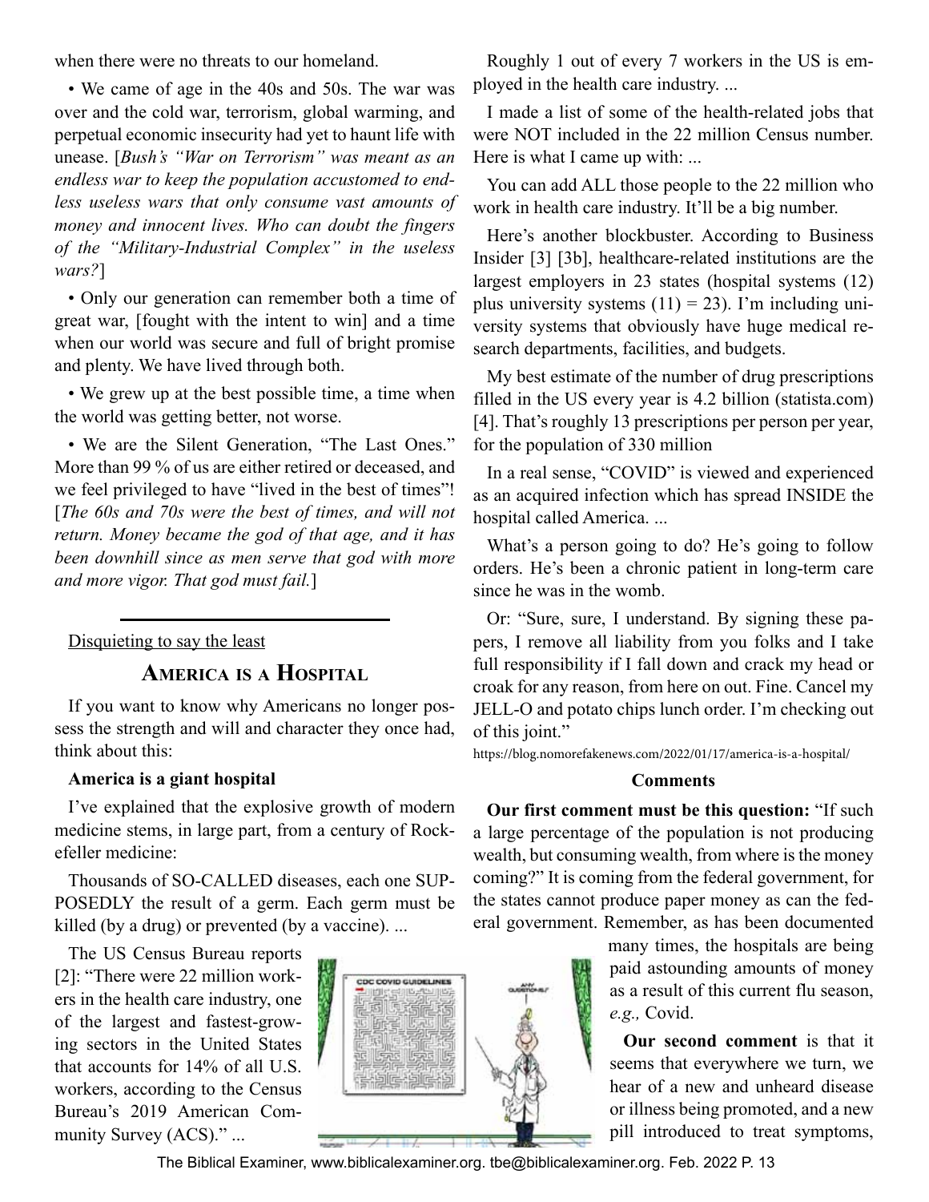when there were no threats to our homeland.

• We came of age in the 40s and 50s. The war was over and the cold war, terrorism, global warming, and perpetual economic insecurity had yet to haunt life with unease. [*Bush's "War on Terrorism" was meant as an endless war to keep the population accustomed to endless useless wars that only consume vast amounts of money and innocent lives. Who can doubt the fingers of the "Military-Industrial Complex" in the useless wars?*]

• Only our generation can remember both a time of great war, [fought with the intent to win] and a time when our world was secure and full of bright promise and plenty. We have lived through both.

• We grew up at the best possible time, a time when the world was getting better, not worse.

• We are the Silent Generation, "The Last Ones." More than 99 % of us are either retired or deceased, and we feel privileged to have "lived in the best of times"! [*The 60s and 70s were the best of times, and will not return. Money became the god of that age, and it has been downhill since as men serve that god with more and more vigor. That god must fail.*]

---

Disquieting to say the least

## America is a Hospital

If you want to know why Americans no longer possess the strength and will and character they once had, think about this:

**America is a giant hospital**

I've explained that the explosive growth of modern medicine stems, in large part, from a century of Rockefeller medicine:

Thousands of SO-CALLED diseases, each one SUPPOSEDLY the result of a germ. Each germ must be killed (by a drug) or prevented (by a vaccine). ...

The US Census Bureau reports [2]: "There were 22 million workers in the health care industry, one of the largest and fastest-growing sectors in the United States that accounts for 14% of all U.S. workers, according to the Census Bureau's 2019 American Community Survey (ACS)." ...

Roughly 1 out of every 7 workers in the US is employed in the health care industry. ...

I made a list of some of the health-related jobs that were NOT included in the 22 million Census number. Here is what I came up with: ...

You can add ALL those people to the 22 million who work in health care industry. It'll be a big number.

Here's another blockbuster. According to Business Insider [3] [3b], healthcare-related institutions are the largest employers in 23 states (hospital systems (12) plus university systems (11) = 23). I'm including university systems that obviously have huge medical research departments, facilities, and budgets.

My best estimate of the number of drug prescriptions filled in the US every year is 4.2 billion (statista.com) [4]. That's roughly 13 prescriptions per person per year, for the population of 330 million

In a real sense, "COVID" is viewed and experienced as an acquired infection which has spread INSIDE the hospital called America. ...

What's a person going to do? He's going to follow orders. He's been a chronic patient in long-term care since he was in the womb.

Or: "Sure, sure, I understand. By signing these papers, I remove all liability from you folks and I take full responsibility if I fall down and crack my head or croak for any reason, from here on out. Fine. Cancel my JELL-O and potato chips lunch order. I'm checking out of this joint."

https://blog.nomorefakenews.com/2022/01/17/america-is-a-hospital/

**Comments**

**Our first comment must be this question:** "If such a large percentage of the population is not producing wealth, but consuming wealth, from where is the money coming?" It is coming from the federal government, for the states cannot produce paper money as can the federal government. Remember, as has been documented many times, the hospitals are being paid astounding amounts of money as a result of this current flu season, *e.g.,* Covid.

**Our second comment** is that it seems that everywhere we turn, we hear of a new and unheard disease or illness being promoted, and a new pill introduced to treat symptoms,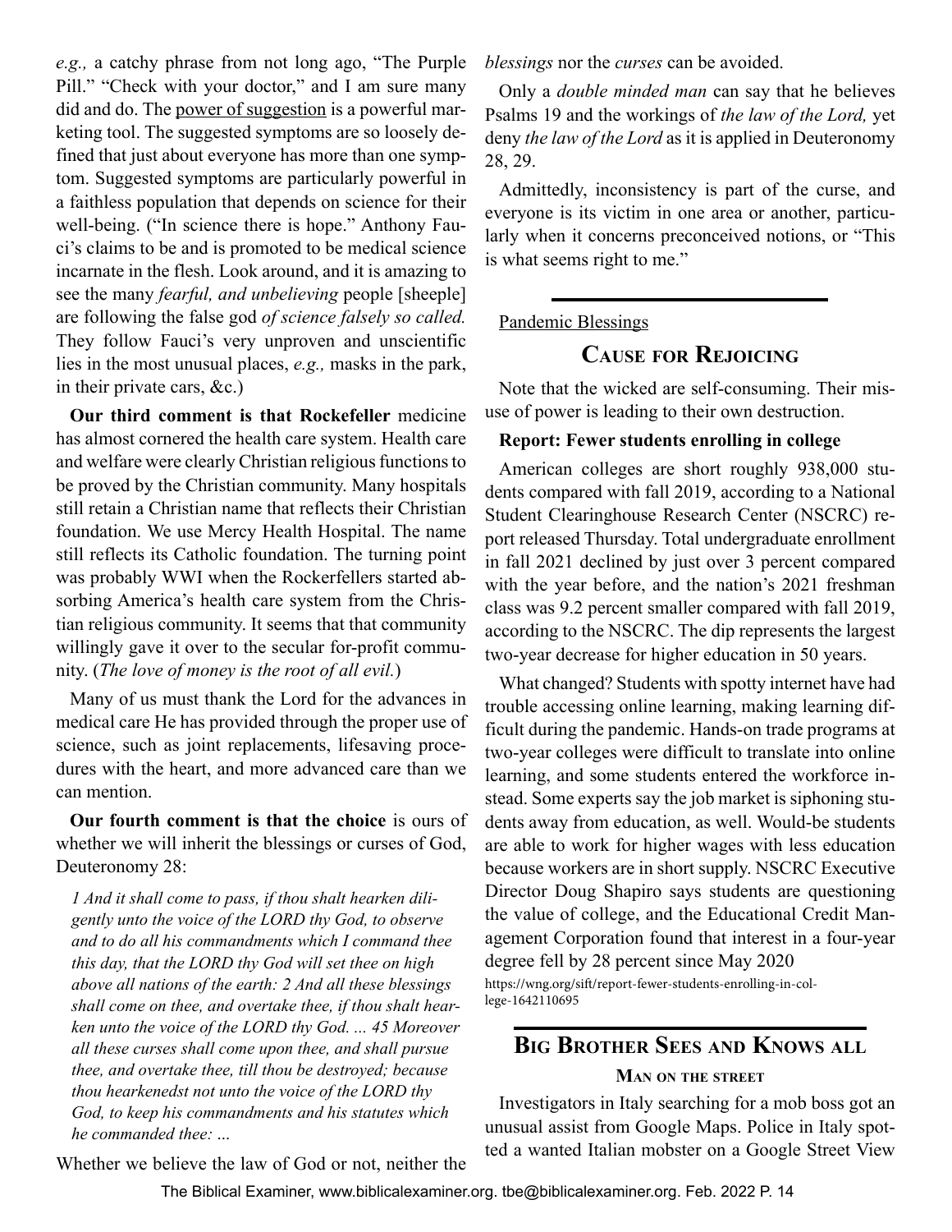*e.g.,* a catchy phrase from not long ago, "The Purple Pill." "Check with your doctor," and I am sure many did and do. The power of suggestion is a powerful marketing tool. The suggested symptoms are so loosely defined that just about everyone has more than one symptom. Suggested symptoms are particularly powerful in a faithless population that depends on science for their well-being. ("In science there is hope." Anthony Fauci's claims to be and is promoted to be medical science incarnate in the flesh. Look around, and it is amazing to see the many *fearful, and unbelieving* people [sheeple] are following the false god *of science falsely so called.* They follow Fauci's very unproven and unscientific lies in the most unusual places, *e.g.,* masks in the park, in their private cars, &c.)

**Our third comment is that Rockefeller** medicine has almost cornered the health care system. Health care and welfare were clearly Christian religious functions to be proved by the Christian community. Many hospitals still retain a Christian name that reflects their Christian foundation. We use Mercy Health Hospital. The name still reflects its Catholic foundation. The turning point was probably WWI when the Rockerfellers started absorbing America's health care system from the Christian religious community. It seems that that community willingly gave it over to the secular for-profit community. (*The love of money is the root of all evil.*)

Many of us must thank the Lord for the advances in medical care He has provided through the proper use of science, such as joint replacements, lifesaving procedures with the heart, and more advanced care than we can mention.

**Our fourth comment is that the choice** is ours of whether we will inherit the blessings or curses of God, Deuteronomy 28:

> *1 And it shall come to pass, if thou shalt hearken diligently unto the voice of the LORD thy God, to observe and to do all his commandments which I command thee this day, that the LORD thy God will set thee on high above all nations of the earth: 2 And all these blessings shall come on thee, and overtake thee, if thou shalt hearken unto the voice of the LORD thy God. ... 45 Moreover all these curses shall come upon thee, and shall pursue thee, and overtake thee, till thou be destroyed; because thou hearkenedst not unto the voice of the LORD thy God, to keep his commandments and his statutes which he commanded thee: ...*

Whether we believe the law of God or not, neither the *blessings* nor the *curses* can be avoided.

Only a *double minded man* can say that he believes Psalms 19 and the workings of *the law of the Lord,* yet deny *the law of the Lord* as it is applied in Deuteronomy 28, 29.

Admittedly, inconsistency is part of the curse, and everyone is its victim in one area or another, particularly when it concerns preconceived notions, or "This is what seems right to me."

---

Pandemic Blessings

## Cause for Rejoicing

Note that the wicked are self-consuming. Their misuse of power is leading to their own destruction.

**Report: Fewer students enrolling in college**

American colleges are short roughly 938,000 students compared with fall 2019, according to a National Student Clearinghouse Research Center (NSCRC) report released Thursday. Total undergraduate enrollment in fall 2021 declined by just over 3 percent compared with the year before, and the nation's 2021 freshman class was 9.2 percent smaller compared with fall 2019, according to the NSCRC. The dip represents the largest two-year decrease for higher education in 50 years.

What changed? Students with spotty internet have had trouble accessing online learning, making learning difficult during the pandemic. Hands-on trade programs at two-year colleges were difficult to translate into online learning, and some students entered the workforce instead. Some experts say the job market is siphoning students away from education, as well. Would-be students are able to work for higher wages with less education because workers are in short supply. NSCRC Executive Director Doug Shapiro says students are questioning the value of college, and the Educational Credit Management Corporation found that interest in a four-year degree fell by 28 percent since May 2020

https://wng.org/sift/report-fewer-students-enrolling-in-college-1642110695

---

## Big Brother Sees and Knows all

### Man on the street

Investigators in Italy searching for a mob boss got an unusual assist from Google Maps. Police in Italy spotted a wanted Italian mobster on a Google Street View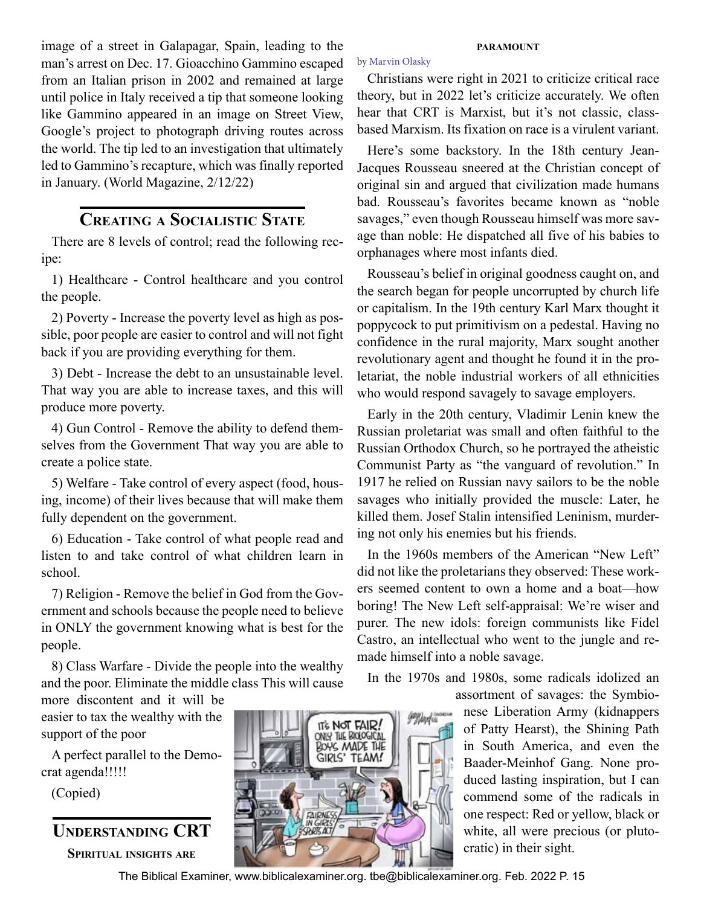image of a street in Galapagar, Spain, leading to the man's arrest on Dec. 17. Gioacchino Gammino escaped from an Italian prison in 2002 and remained at large until police in Italy received a tip that someone looking like Gammino appeared in an image on Street View, Google's project to photograph driving routes across the world. The tip led to an investigation that ultimately led to Gammino's recapture, which was finally reported in January. (World Magazine, 2/12/22)

## Creating a Socialistic State

There are 8 levels of control; read the following recipe:

1) Healthcare - Control healthcare and you control the people.

2) Poverty - Increase the poverty level as high as possible, poor people are easier to control and will not fight back if you are providing everything for them.

3) Debt - Increase the debt to an unsustainable level. That way you are able to increase taxes, and this will produce more poverty.

4) Gun Control - Remove the ability to defend themselves from the Government That way you are able to create a police state.

5) Welfare - Take control of every aspect (food, housing, income) of their lives because that will make them fully dependent on the government.

6) Education - Take control of what people read and listen to and take control of what children learn in school.

7) Religion - Remove the belief in God from the Government and schools because the people need to believe in ONLY the government knowing what is best for the people.

8) Class Warfare - Divide the people into the wealthy and the poor. Eliminate the middle class This will cause more discontent and it will be easier to tax the wealthy with the support of the poor

A perfect parallel to the Democrat agenda!!!!!

(Copied)

## Understanding CRT

**Spiritual insights are paramount**

by Marvin Olasky

Christians were right in 2021 to criticize critical race theory, but in 2022 let's criticize accurately. We often hear that CRT is Marxist, but it's not classic, class-based Marxism. Its fixation on race is a virulent variant.

Here's some backstory. In the 18th century Jean-Jacques Rousseau sneered at the Christian concept of original sin and argued that civilization made humans bad. Rousseau's favorites became known as "noble savages," even though Rousseau himself was more savage than noble: He dispatched all five of his babies to orphanages where most infants died.

Rousseau's belief in original goodness caught on, and the search began for people uncorrupted by church life or capitalism. In the 19th century Karl Marx thought it poppycock to put primitivism on a pedestal. Having no confidence in the rural majority, Marx sought another revolutionary agent and thought he found it in the proletariat, the noble industrial workers of all ethnicities who would respond savagely to savage employers.

Early in the 20th century, Vladimir Lenin knew the Russian proletariat was small and often faithful to the Russian Orthodox Church, so he portrayed the atheistic Communist Party as "the vanguard of revolution." In 1917 he relied on Russian navy sailors to be the noble savages who initially provided the muscle: Later, he killed them. Josef Stalin intensified Leninism, murdering not only his enemies but his friends.

In the 1960s members of the American "New Left" did not like the proletarians they observed: These workers seemed content to own a home and a boat—how boring! The New Left self-appraisal: We're wiser and purer. The new idols: foreign communists like Fidel Castro, an intellectual who went to the jungle and remade himself into a noble savage.

In the 1970s and 1980s, some radicals idolized an assortment of savages: the Symbionese Liberation Army (kidnappers of Patty Hearst), the Shining Path in South America, and even the Baader-Meinhof Gang. None produced lasting inspiration, but I can commend some of the radicals in one respect: Red or yellow, black or white, all were precious (or plutocratic) in their sight.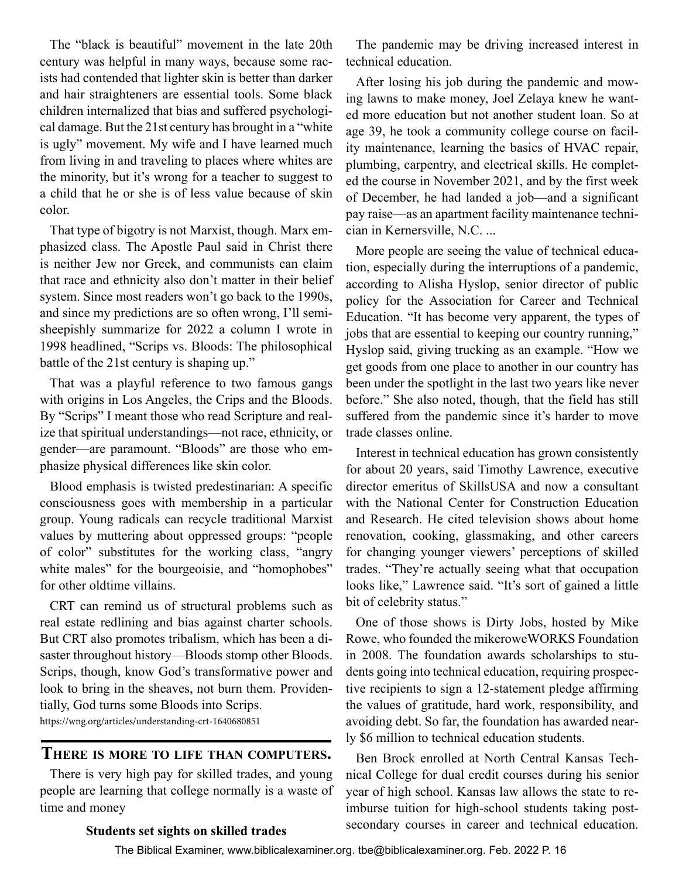The "black is beautiful" movement in the late 20th century was helpful in many ways, because some racists had contended that lighter skin is better than darker and hair straighteners are essential tools. Some black children internalized that bias and suffered psychological damage. But the 21st century has brought in a "white is ugly" movement. My wife and I have learned much from living in and traveling to places where whites are the minority, but it's wrong for a teacher to suggest to a child that he or she is of less value because of skin color.

That type of bigotry is not Marxist, though. Marx emphasized class. The Apostle Paul said in Christ there is neither Jew nor Greek, and communists can claim that race and ethnicity also don't matter in their belief system. Since most readers won't go back to the 1990s, and since my predictions are so often wrong, I'll semi-sheepishly summarize for 2022 a column I wrote in 1998 headlined, "Scrips vs. Bloods: The philosophical battle of the 21st century is shaping up."

That was a playful reference to two famous gangs with origins in Los Angeles, the Crips and the Bloods. By "Scrips" I meant those who read Scripture and realize that spiritual understandings—not race, ethnicity, or gender—are paramount. "Bloods" are those who emphasize physical differences like skin color.

Blood emphasis is twisted predestinarian: A specific consciousness goes with membership in a particular group. Young radicals can recycle traditional Marxist values by muttering about oppressed groups: "people of color" substitutes for the working class, "angry white males" for the bourgeoisie, and "homophobes" for other oldtime villains.

CRT can remind us of structural problems such as real estate redlining and bias against charter schools. But CRT also promotes tribalism, which has been a disaster throughout history—Bloods stomp other Bloods. Scrips, though, know God's transformative power and look to bring in the sheaves, not burn them. Providentially, God turns some Bloods into Scrips.

https://wng.org/articles/understanding-crt-1640680851

## There is more to life than computers.

There is very high pay for skilled trades, and young people are learning that college normally is a waste of time and money

**Students set sights on skilled trades**

The pandemic may be driving increased interest in technical education.

After losing his job during the pandemic and mowing lawns to make money, Joel Zelaya knew he wanted more education but not another student loan. So at age 39, he took a community college course on facility maintenance, learning the basics of HVAC repair, plumbing, carpentry, and electrical skills. He completed the course in November 2021, and by the first week of December, he had landed a job—and a significant pay raise—as an apartment facility maintenance technician in Kernersville, N.C. ...

More people are seeing the value of technical education, especially during the interruptions of a pandemic, according to Alisha Hyslop, senior director of public policy for the Association for Career and Technical Education. "It has become very apparent, the types of jobs that are essential to keeping our country running," Hyslop said, giving trucking as an example. "How we get goods from one place to another in our country has been under the spotlight in the last two years like never before." She also noted, though, that the field has still suffered from the pandemic since it's harder to move trade classes online.

Interest in technical education has grown consistently for about 20 years, said Timothy Lawrence, executive director emeritus of SkillsUSA and now a consultant with the National Center for Construction Education and Research. He cited television shows about home renovation, cooking, glassmaking, and other careers for changing younger viewers' perceptions of skilled trades. "They're actually seeing what that occupation looks like," Lawrence said. "It's sort of gained a little bit of celebrity status."

One of those shows is Dirty Jobs, hosted by Mike Rowe, who founded the mikeroweWORKS Foundation in 2008. The foundation awards scholarships to students going into technical education, requiring prospective recipients to sign a 12-statement pledge affirming the values of gratitude, hard work, responsibility, and avoiding debt. So far, the foundation has awarded nearly $6 million to technical education students.

Ben Brock enrolled at North Central Kansas Technical College for dual credit courses during his senior year of high school. Kansas law allows the state to reimburse tuition for high-school students taking post-secondary courses in career and technical education.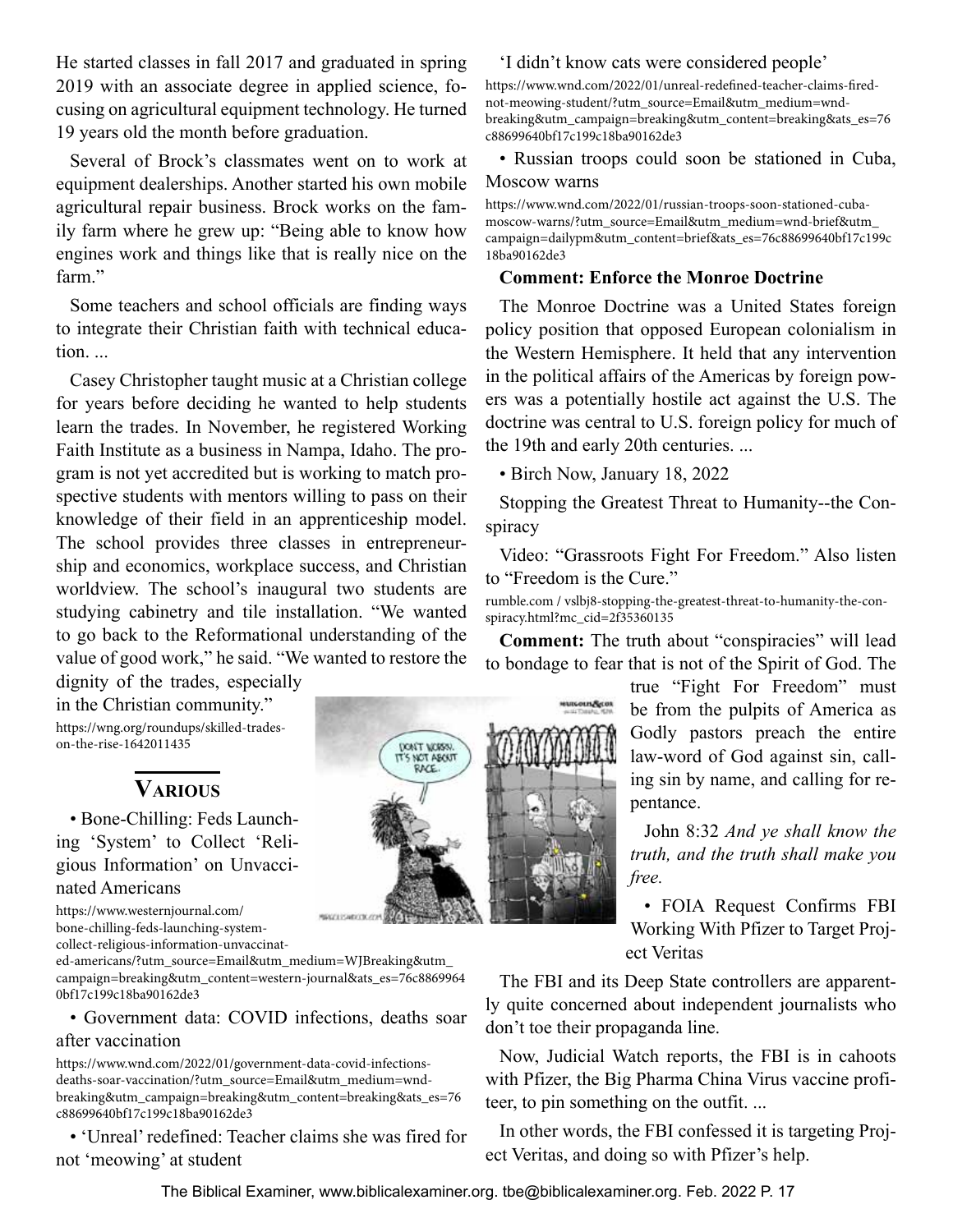He started classes in fall 2017 and graduated in spring 2019 with an associate degree in applied science, focusing on agricultural equipment technology. He turned 19 years old the month before graduation.

Several of Brock's classmates went on to work at equipment dealerships. Another started his own mobile agricultural repair business. Brock works on the family farm where he grew up: "Being able to know how engines work and things like that is really nice on the farm."

Some teachers and school officials are finding ways to integrate their Christian faith with technical education. ...

Casey Christopher taught music at a Christian college for years before deciding he wanted to help students learn the trades. In November, he registered Working Faith Institute as a business in Nampa, Idaho. The program is not yet accredited but is working to match prospective students with mentors willing to pass on their knowledge of their field in an apprenticeship model. The school provides three classes in entrepreneurship and economics, workplace success, and Christian worldview. The school's inaugural two students are studying cabinetry and tile installation. "We wanted to go back to the Reformational understanding of the value of good work," he said. "We wanted to restore the dignity of the trades, especially in the Christian community."

https://wng.org/roundups/skilled-trades-on-the-rise-1642011435

## Various

• Bone-Chilling: Feds Launching 'System' to Collect 'Religious Information' on Unvaccinated Americans

https://www.westernjournal.com/bone-chilling-feds-launching-system-collect-religious-information-unvaccinated-americans/?utm_source=Email&utm_medium=WJBreaking&utm_campaign=breaking&utm_content=western-journal&ats_es=76c88699640bf17c199c18ba90162de3

• Government data: COVID infections, deaths soar after vaccination

https://www.wnd.com/2022/01/government-data-covid-infections-deaths-soar-vaccination/?utm_source=Email&utm_medium=wnd-breaking&utm_campaign=breaking&utm_content=breaking&ats_es=76c88699640bf17c199c18ba90162de3

• 'Unreal' redefined: Teacher claims she was fired for not 'meowing' at student

'I didn't know cats were considered people'

https://www.wnd.com/2022/01/unreal-redefined-teacher-claims-fired-not-meowing-student/?utm_source=Email&utm_medium=wnd-breaking&utm_campaign=breaking&utm_content=breaking&ats_es=76c88699640bf17c199c18ba90162de3

• Russian troops could soon be stationed in Cuba, Moscow warns

https://www.wnd.com/2022/01/russian-troops-soon-stationed-cuba-moscow-warns/?utm_source=Email&utm_medium=wnd-brief&utm_campaign=dailypm&utm_content=brief&ats_es=76c88699640bf17c199c18ba90162de3

**Comment: Enforce the Monroe Doctrine**

The Monroe Doctrine was a United States foreign policy position that opposed European colonialism in the Western Hemisphere. It held that any intervention in the political affairs of the Americas by foreign powers was a potentially hostile act against the U.S. The doctrine was central to U.S. foreign policy for much of the 19th and early 20th centuries. ...

• Birch Now, January 18, 2022

Stopping the Greatest Threat to Humanity--the Conspiracy

Video: "Grassroots Fight For Freedom." Also listen to "Freedom is the Cure."

rumble.com / vslbj8-stopping-the-greatest-threat-to-humanity-the-conspiracy.html?mc_cid=2f35360135

**Comment:** The truth about "conspiracies" will lead to bondage to fear that is not of the Spirit of God. The true "Fight For Freedom" must be from the pulpits of America as Godly pastors preach the entire law-word of God against sin, calling sin by name, and calling for repentance.

John 8:32 *And ye shall know the truth, and the truth shall make you free.*

• FOIA Request Confirms FBI Working With Pfizer to Target Project Veritas

The FBI and its Deep State controllers are apparently quite concerned about independent journalists who don't toe their propaganda line.

Now, Judicial Watch reports, the FBI is in cahoots with Pfizer, the Big Pharma China Virus vaccine profiteer, to pin something on the outfit. ...

In other words, the FBI confessed it is targeting Project Veritas, and doing so with Pfizer's help.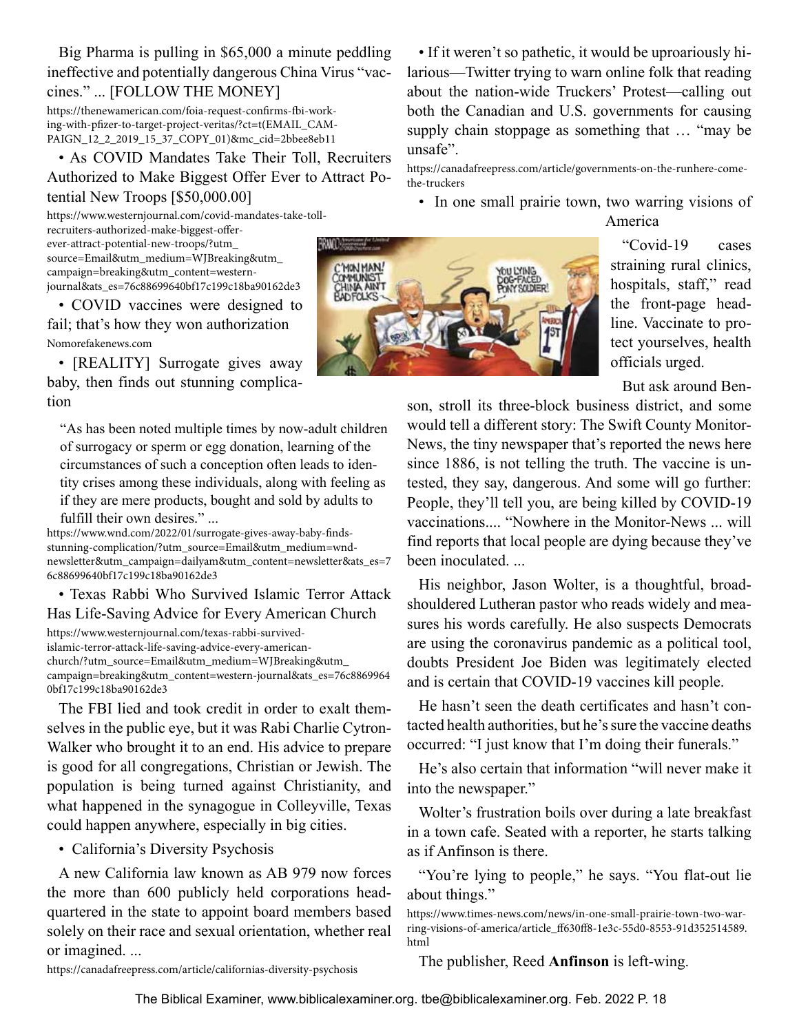Big Pharma is pulling in $65,000 a minute peddling ineffective and potentially dangerous China Virus "vaccines." ... [FOLLOW THE MONEY]

https://thenewamerican.com/foia-request-confirms-fbi-working-with-pfizer-to-target-project-veritas/?ct=t(EMAIL_CAMPAIGN_12_2_2019_15_37_COPY_01)&mc_cid=2bbee8eb11

• As COVID Mandates Take Their Toll, Recruiters Authorized to Make Biggest Offer Ever to Attract Potential New Troops [$50,000.00]

https://www.westernjournal.com/covid-mandates-take-toll-recruiters-authorized-make-biggest-offer-ever-attract-potential-new-troops/?utm_source=Email&utm_medium=WJBreaking&utm_campaign=breaking&utm_content=western-journal&ats_es=76c88699640bf17c199c18ba90162de3

• COVID vaccines were designed to fail; that's how they won authorization

Nomorefakenews.com

• [REALITY] Surrogate gives away baby, then finds out stunning complication

> "As has been noted multiple times by now-adult children of surrogacy or sperm or egg donation, learning of the circumstances of such a conception often leads to identity crises among these individuals, along with feeling as if they are mere products, bought and sold by adults to fulfill their own desires." ...

https://www.wnd.com/2022/01/surrogate-gives-away-baby-finds-stunning-complication/?utm_source=Email&utm_medium=wnd-newsletter&utm_campaign=dailyam&utm_content=newsletter&ats_es=76c88699640bf17c199c18ba90162de3

• Texas Rabbi Who Survived Islamic Terror Attack Has Life-Saving Advice for Every American Church

https://www.westernjournal.com/texas-rabbi-survived-islamic-terror-attack-life-saving-advice-every-american-church/?utm_source=Email&utm_medium=WJBreaking&utm_campaign=breaking&utm_content=western-journal&ats_es=76c88699640bf17c199c18ba90162de3

The FBI lied and took credit in order to exalt themselves in the public eye, but it was Rabi Charlie Cytron-Walker who brought it to an end. His advice to prepare is good for all congregations, Christian or Jewish. The population is being turned against Christianity, and what happened in the synagogue in Colleyville, Texas could happen anywhere, especially in big cities.

• California's Diversity Psychosis

A new California law known as AB 979 now forces the more than 600 publicly held corporations headquartered in the state to appoint board members based solely on their race and sexual orientation, whether real or imagined. ...

https://canadafreepress.com/article/californias-diversity-psychosis

• If it weren't so pathetic, it would be uproariously hilarious—Twitter trying to warn online folk that reading about the nation-wide Truckers' Protest—calling out both the Canadian and U.S. governments for causing supply chain stoppage as something that … "may be unsafe".

https://canadafreepress.com/article/governments-on-the-runhere-come-the-truckers

• In one small prairie town, two warring visions of America

"Covid-19 cases straining rural clinics, hospitals, staff," read the front-page headline. Vaccinate to protect yourselves, health officials urged.

But ask around Benson, stroll its three-block business district, and some would tell a different story: The Swift County Monitor-News, the tiny newspaper that's reported the news here since 1886, is not telling the truth. The vaccine is untested, they say, dangerous. And some will go further: People, they'll tell you, are being killed by COVID-19 vaccinations.... "Nowhere in the Monitor-News ... will find reports that local people are dying because they've been inoculated. ...

His neighbor, Jason Wolter, is a thoughtful, broad-shouldered Lutheran pastor who reads widely and measures his words carefully. He also suspects Democrats are using the coronavirus pandemic as a political tool, doubts President Joe Biden was legitimately elected and is certain that COVID-19 vaccines kill people.

He hasn't seen the death certificates and hasn't contacted health authorities, but he's sure the vaccine deaths occurred: "I just know that I'm doing their funerals."

He's also certain that information "will never make it into the newspaper."

Wolter's frustration boils over during a late breakfast in a town cafe. Seated with a reporter, he starts talking as if Anfinson is there.

"You're lying to people," he says. "You flat-out lie about things."

https://www.times-news.com/news/in-one-small-prairie-town-two-warring-visions-of-america/article_ff630ff8-1e3c-55d0-8553-91d352514589.html

The publisher, Reed **Anfinson** is left-wing.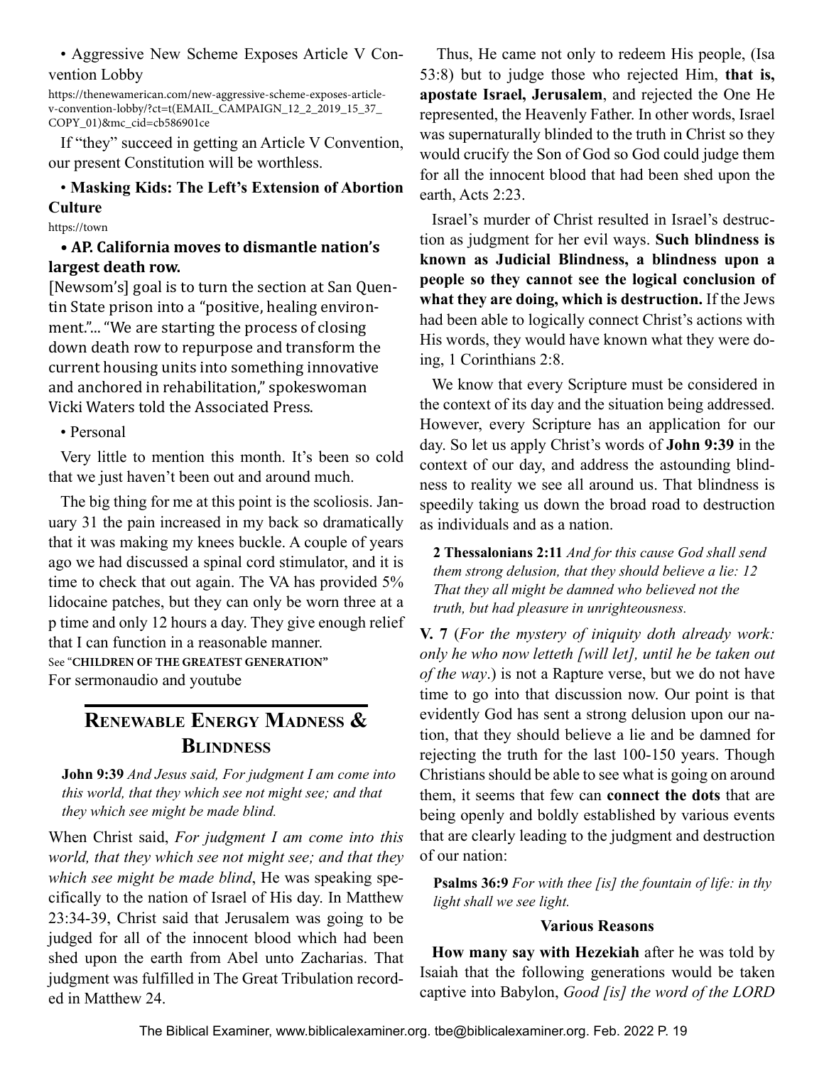• Aggressive New Scheme Exposes Article V Convention Lobby

https://thenewamerican.com/new-aggressive-scheme-exposes-article-v-convention-lobby/?ct=t(EMAIL_CAMPAIGN_12_2_2019_15_37_COPY_01)&mc_cid=cb586901ce

If "they" succeed in getting an Article V Convention, our present Constitution will be worthless.

• **Masking Kids: The Left's Extension of Abortion Culture**

https://town

• **AP. California moves to dismantle nation's largest death row.**

[Newsom's] goal is to turn the section at San Quentin State prison into a "positive, healing environment."... "We are starting the process of closing down death row to repurpose and transform the current housing units into something innovative and anchored in rehabilitation," spokeswoman Vicki Waters told the Associated Press.

• Personal

Very little to mention this month. It's been so cold that we just haven't been out and around much.

The big thing for me at this point is the scoliosis. January 31 the pain increased in my back so dramatically that it was making my knees buckle. A couple of years ago we had discussed a spinal cord stimulator, and it is time to check that out again. The VA has provided 5% lidocaine patches, but they can only be worn three at a p time and only 12 hours a day. They give enough relief that I can function in a reasonable manner.

See "**CHILDREN OF THE GREATEST GENERATION**"
For sermonaudio and youtube

## Renewable Energy Madness & Blindness

**John 9:39** *And Jesus said, For judgment I am come into this world, that they which see not might see; and that they which see might be made blind.*

When Christ said, *For judgment I am come into this world, that they which see not might see; and that they which see might be made blind*, He was speaking specifically to the nation of Israel of His day. In Matthew 23:34-39, Christ said that Jerusalem was going to be judged for all of the innocent blood which had been shed upon the earth from Abel unto Zacharias. That judgment was fulfilled in The Great Tribulation recorded in Matthew 24.

Thus, He came not only to redeem His people, (Isa 53:8) but to judge those who rejected Him, **that is, apostate Israel, Jerusalem**, and rejected the One He represented, the Heavenly Father. In other words, Israel was supernaturally blinded to the truth in Christ so they would crucify the Son of God so God could judge them for all the innocent blood that had been shed upon the earth, Acts 2:23.

Israel's murder of Christ resulted in Israel's destruction as judgment for her evil ways. **Such blindness is known as Judicial Blindness, a blindness upon a people so they cannot see the logical conclusion of what they are doing, which is destruction.** If the Jews had been able to logically connect Christ's actions with His words, they would have known what they were doing, 1 Corinthians 2:8.

We know that every Scripture must be considered in the context of its day and the situation being addressed. However, every Scripture has an application for our day. So let us apply Christ's words of **John 9:39** in the context of our day, and address the astounding blindness to reality we see all around us. That blindness is speedily taking us down the broad road to destruction as individuals and as a nation.

**2 Thessalonians 2:11** *And for this cause God shall send them strong delusion, that they should believe a lie: 12 That they all might be damned who believed not the truth, but had pleasure in unrighteousness.*

**V. 7** (*For the mystery of iniquity doth already work: only he who now letteth [will let], until he be taken out of the way*.) is not a Rapture verse, but we do not have time to go into that discussion now. Our point is that evidently God has sent a strong delusion upon our nation, that they should believe a lie and be damned for rejecting the truth for the last 100-150 years. Though Christians should be able to see what is going on around them, it seems that few can **connect the dots** that are being openly and boldly established by various events that are clearly leading to the judgment and destruction of our nation:

**Psalms 36:9** *For with thee [is] the fountain of life: in thy light shall we see light.*

### Various Reasons

**How many say with Hezekiah** after he was told by Isaiah that the following generations would be taken captive into Babylon, *Good [is] the word of the LORD*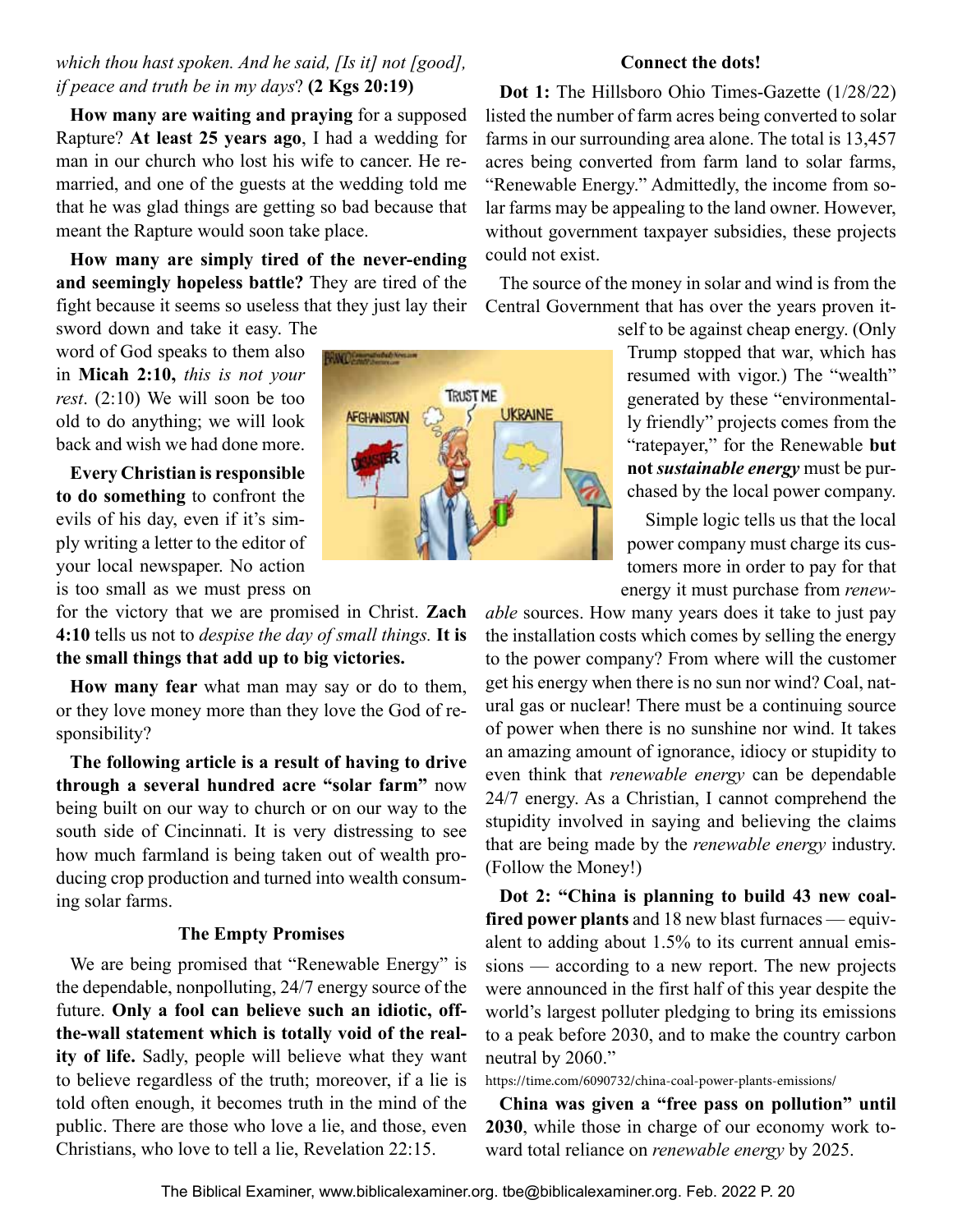*which thou hast spoken. And he said, [Is it] not [good], if peace and truth be in my days*? **(2 Kgs 20:19)**

**How many are waiting and praying** for a supposed Rapture? **At least 25 years ago**, I had a wedding for man in our church who lost his wife to cancer. He remarried, and one of the guests at the wedding told me that he was glad things are getting so bad because that meant the Rapture would soon take place.

**How many are simply tired of the never-ending and seemingly hopeless battle?** They are tired of the fight because it seems so useless that they just lay their sword down and take it easy. The word of God speaks to them also in **Micah 2:10,** *this is not your rest*. (2:10) We will soon be too old to do anything; we will look back and wish we had done more.

**Every Christian is responsible to do something** to confront the evils of his day, even if it's simply writing a letter to the editor of your local newspaper. No action is too small as we must press on for the victory that we are promised in Christ. **Zach 4:10** tells us not to *despise the day of small things.* **It is the small things that add up to big victories.**

**How many fear** what man may say or do to them, or they love money more than they love the God of responsibility?

**The following article is a result of having to drive through a several hundred acre "solar farm"** now being built on our way to church or on our way to the south side of Cincinnati. It is very distressing to see how much farmland is being taken out of wealth producing crop production and turned into wealth consuming solar farms.

### The Empty Promises

We are being promised that "Renewable Energy" is the dependable, nonpolluting, 24/7 energy source of the future. **Only a fool can believe such an idiotic, off-the-wall statement which is totally void of the reality of life.** Sadly, people will believe what they want to believe regardless of the truth; moreover, if a lie is told often enough, it becomes truth in the mind of the public. There are those who love a lie, and those, even Christians, who love to tell a lie, Revelation 22:15.

### Connect the dots!

**Dot 1:** The Hillsboro Ohio Times-Gazette (1/28/22) listed the number of farm acres being converted to solar farms in our surrounding area alone. The total is 13,457 acres being converted from farm land to solar farms, "Renewable Energy." Admittedly, the income from solar farms may be appealing to the land owner. However, without government taxpayer subsidies, these projects could not exist.

The source of the money in solar and wind is from the Central Government that has over the years proven itself to be against cheap energy. (Only Trump stopped that war, which has resumed with vigor.) The "wealth" generated by these "environmentally friendly" projects comes from the "ratepayer," for the Renewable **but not *sustainable energy*** must be purchased by the local power company.

Simple logic tells us that the local power company must charge its customers more in order to pay for that energy it must purchase from *renewable* sources. How many years does it take to just pay the installation costs which comes by selling the energy to the power company? From where will the customer get his energy when there is no sun nor wind? Coal, natural gas or nuclear! There must be a continuing source of power when there is no sunshine nor wind. It takes an amazing amount of ignorance, idiocy or stupidity to even think that *renewable energy* can be dependable 24/7 energy. As a Christian, I cannot comprehend the stupidity involved in saying and believing the claims that are being made by the *renewable energy* industry. (Follow the Money!)

**Dot 2: "China is planning to build 43 new coal-fired power plants** and 18 new blast furnaces — equivalent to adding about 1.5% to its current annual emissions — according to a new report. The new projects were announced in the first half of this year despite the world's largest polluter pledging to bring its emissions to a peak before 2030, and to make the country carbon neutral by 2060."

https://time.com/6090732/china-coal-power-plants-emissions/

**China was given a "free pass on pollution" until 2030**, while those in charge of our economy work toward total reliance on *renewable energy* by 2025.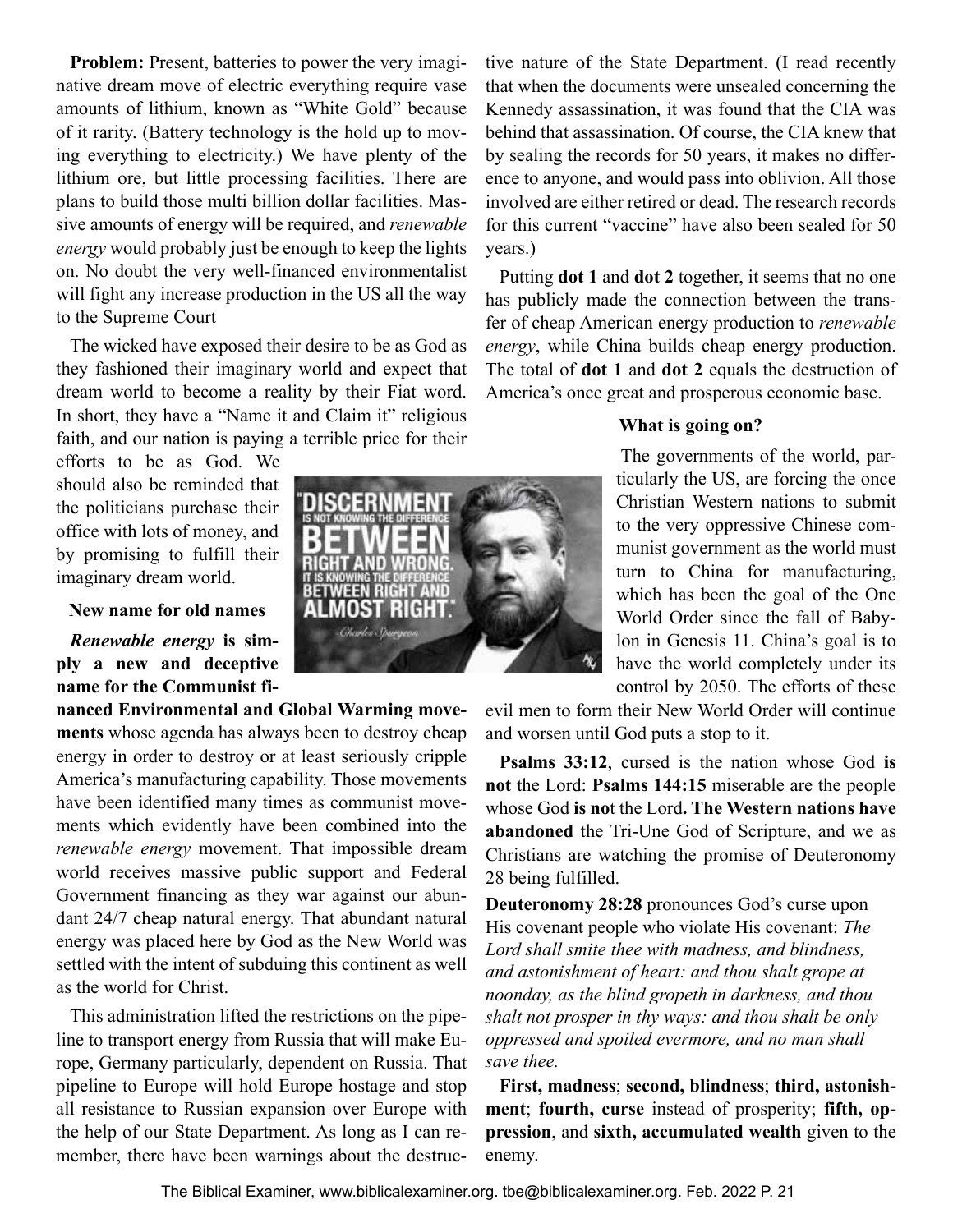**Problem:** Present, batteries to power the very imaginative dream move of electric everything require vase amounts of lithium, known as "White Gold" because of it rarity. (Battery technology is the hold up to moving everything to electricity.) We have plenty of the lithium ore, but little processing facilities. There are plans to build those multi billion dollar facilities. Massive amounts of energy will be required, and *renewable energy* would probably just be enough to keep the lights on. No doubt the very well-financed environmentalist will fight any increase production in the US all the way to the Supreme Court

The wicked have exposed their desire to be as God as they fashioned their imaginary world and expect that dream world to become a reality by their Fiat word. In short, they have a "Name it and Claim it" religious faith, and our nation is paying a terrible price for their efforts to be as God. We should also be reminded that the politicians purchase their office with lots of money, and by promising to fulfill their imaginary dream world.

**New name for old names**

***Renewable energy* is simply a new and deceptive name for the Communist financed Environmental and Global Warming movements** whose agenda has always been to destroy cheap energy in order to destroy or at least seriously cripple America's manufacturing capability. Those movements have been identified many times as communist movements which evidently have been combined into the *renewable energy* movement. That impossible dream world receives massive public support and Federal Government financing as they war against our abundant 24/7 cheap natural energy. That abundant natural energy was placed here by God as the New World was settled with the intent of subduing this continent as well as the world for Christ.

This administration lifted the restrictions on the pipeline to transport energy from Russia that will make Europe, Germany particularly, dependent on Russia. That pipeline to Europe will hold Europe hostage and stop all resistance to Russian expansion over Europe with the help of our State Department. As long as I can remember, there have been warnings about the destructive nature of the State Department. (I read recently that when the documents were unsealed concerning the Kennedy assassination, it was found that the CIA was behind that assassination. Of course, the CIA knew that by sealing the records for 50 years, it makes no difference to anyone, and would pass into oblivion. All those involved are either retired or dead. The research records for this current "vaccine" have also been sealed for 50 years.)

Putting **dot 1** and **dot 2** together, it seems that no one has publicly made the connection between the transfer of cheap American energy production to *renewable energy*, while China builds cheap energy production. The total of **dot 1** and **dot 2** equals the destruction of America's once great and prosperous economic base.

**What is going on?**

The governments of the world, particularly the US, are forcing the once Christian Western nations to submit to the very oppressive Chinese communist government as the world must turn to China for manufacturing, which has been the goal of the One World Order since the fall of Babylon in Genesis 11. China's goal is to have the world completely under its control by 2050. The efforts of these evil men to form their New World Order will continue and worsen until God puts a stop to it.

**Psalms 33:12**, cursed is the nation whose God **is not** the Lord: **Psalms 144:15** miserable are the people whose God **is no**t the Lord**. The Western nations have abandoned** the Tri-Une God of Scripture, and we as Christians are watching the promise of Deuteronomy 28 being fulfilled.

**Deuteronomy 28:28** pronounces God's curse upon His covenant people who violate His covenant: *The Lord shall smite thee with madness, and blindness, and astonishment of heart: and thou shalt grope at noonday, as the blind gropeth in darkness, and thou shalt not prosper in thy ways: and thou shalt be only oppressed and spoiled evermore, and no man shall save thee.*

**First, madness**; **second, blindness**; **third, astonishment**; **fourth, curse** instead of prosperity; **fifth, oppression**, and **sixth, accumulated wealth** given to the enemy.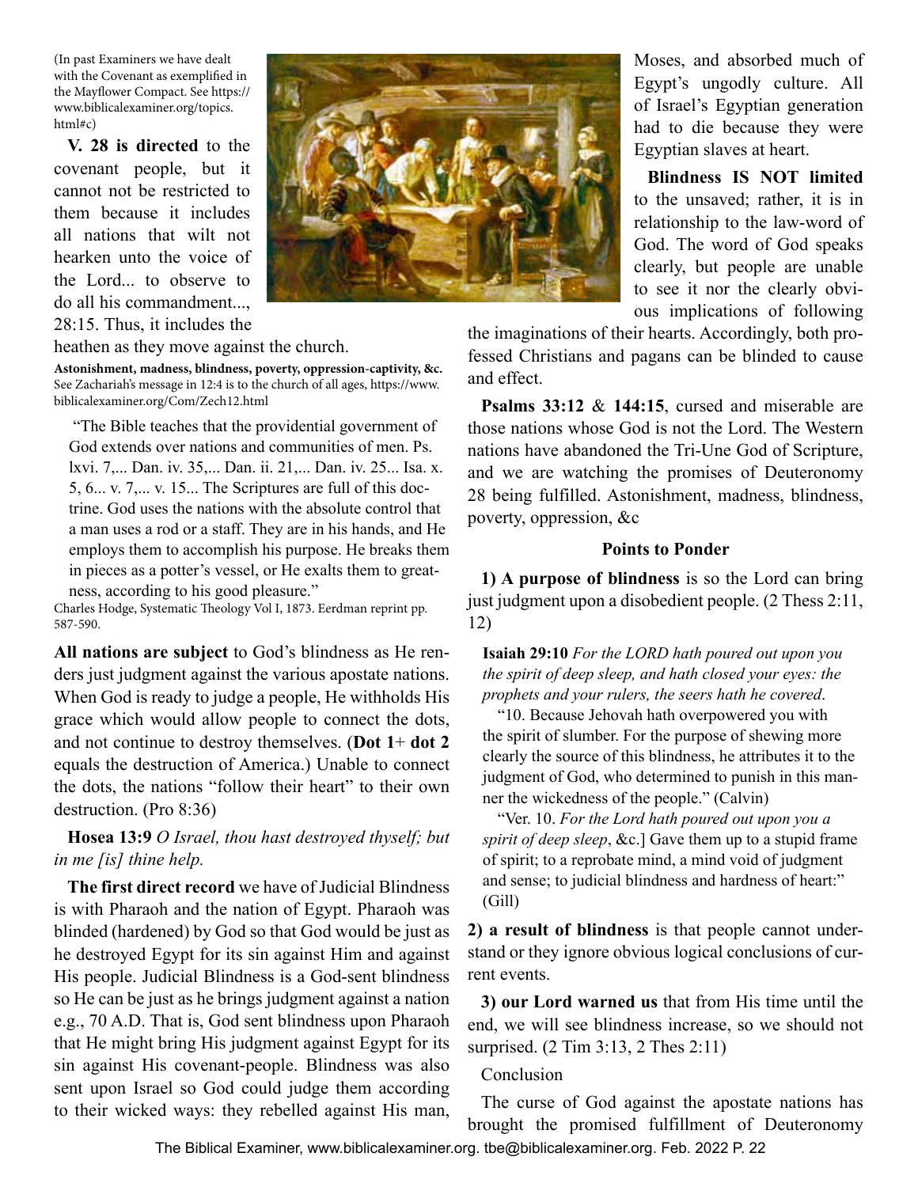(In past Examiners we have dealt with the Covenant as exemplified in the Mayflower Compact. See https://www.biblicalexaminer.org/topics.html#c)

**V. 28 is directed** to the covenant people, but it cannot not be restricted to them because it includes all nations that wilt not hearken unto the voice of the Lord... to observe to do all his commandment..., 28:15. Thus, it includes the heathen as they move against the church.

**Astonishment, madness, blindness, poverty, oppression-captivity, &c.** See Zachariah's message in 12:4 is to the church of all ages, https://www.biblicalexaminer.org/Com/Zech12.html

> "The Bible teaches that the providential government of God extends over nations and communities of men. Ps. lxvi. 7,... Dan. iv. 35,... Dan. ii. 21,... Dan. iv. 25... Isa. x. 5, 6... v. 7,... v. 15... The Scriptures are full of this doctrine. God uses the nations with the absolute control that a man uses a rod or a staff. They are in his hands, and He employs them to accomplish his purpose. He breaks them in pieces as a potter's vessel, or He exalts them to greatness, according to his good pleasure."

Charles Hodge, Systematic Theology Vol I, 1873. Eerdman reprint pp. 587-590.

**All nations are subject** to God's blindness as He renders just judgment against the various apostate nations. When God is ready to judge a people, He withholds His grace which would allow people to connect the dots, and not continue to destroy themselves. (**Dot 1**+ **dot 2** equals the destruction of America.) Unable to connect the dots, the nations "follow their heart" to their own destruction. (Pro 8:36)

**Hosea 13:9** *O Israel, thou hast destroyed thyself; but in me [is] thine help.*

**The first direct record** we have of Judicial Blindness is with Pharaoh and the nation of Egypt. Pharaoh was blinded (hardened) by God so that God would be just as he destroyed Egypt for its sin against Him and against His people. Judicial Blindness is a God-sent blindness so He can be just as he brings judgment against a nation e.g., 70 A.D. That is, God sent blindness upon Pharaoh that He might bring His judgment against Egypt for its sin against His covenant-people. Blindness was also sent upon Israel so God could judge them according to their wicked ways: they rebelled against His man, Moses, and absorbed much of Egypt's ungodly culture. All of Israel's Egyptian generation had to die because they were Egyptian slaves at heart.

**Blindness IS NOT limited** to the unsaved; rather, it is in relationship to the law-word of God. The word of God speaks clearly, but people are unable to see it nor the clearly obvious implications of following the imaginations of their hearts. Accordingly, both professed Christians and pagans can be blinded to cause and effect.

**Psalms 33:12** & **144:15**, cursed and miserable are those nations whose God is not the Lord. The Western nations have abandoned the Tri-Une God of Scripture, and we are watching the promises of Deuteronomy 28 being fulfilled. Astonishment, madness, blindness, poverty, oppression, &c

### Points to Ponder

**1) A purpose of blindness** is so the Lord can bring just judgment upon a disobedient people. (2 Thess 2:11, 12)

**Isaiah 29:10** *For the LORD hath poured out upon you the spirit of deep sleep, and hath closed your eyes: the prophets and your rulers, the seers hath he covered.*

> "10. Because Jehovah hath overpowered you with the spirit of slumber. For the purpose of shewing more clearly the source of this blindness, he attributes it to the judgment of God, who determined to punish in this manner the wickedness of the people." (Calvin)
>
> "Ver. 10. *For the Lord hath poured out upon you a spirit of deep sleep*, &c.] Gave them up to a stupid frame of spirit; to a reprobate mind, a mind void of judgment and sense; to judicial blindness and hardness of heart:" (Gill)

**2) a result of blindness** is that people cannot understand or they ignore obvious logical conclusions of current events.

**3) our Lord warned us** that from His time until the end, we will see blindness increase, so we should not surprised. (2 Tim 3:13, 2 Thes 2:11)

Conclusion

The curse of God against the apostate nations has brought the promised fulfillment of Deuteronomy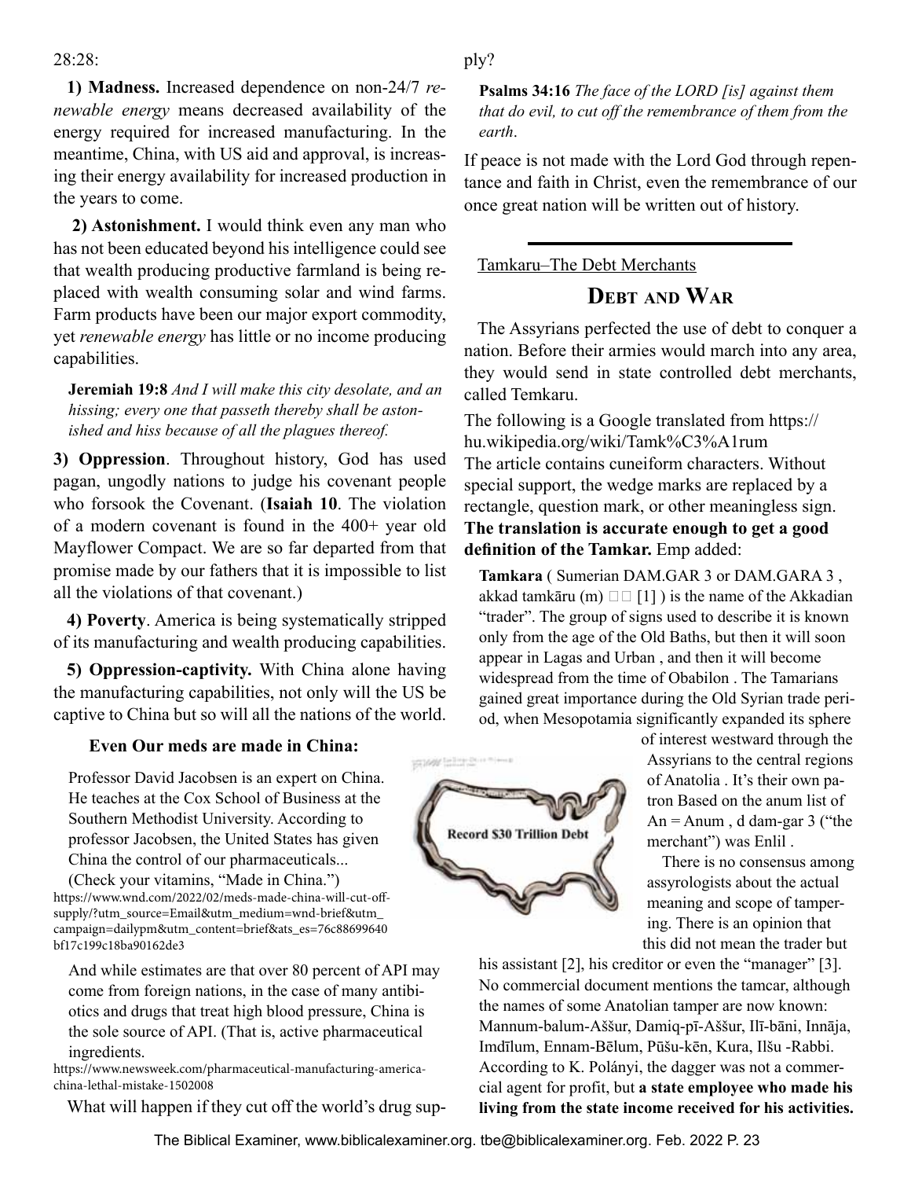28:28:

**1) Madness.** Increased dependence on non-24/7 *renewable energy* means decreased availability of the energy required for increased manufacturing. In the meantime, China, with US aid and approval, is increasing their energy availability for increased production in the years to come.

**2) Astonishment.** I would think even any man who has not been educated beyond his intelligence could see that wealth producing productive farmland is being replaced with wealth consuming solar and wind farms. Farm products have been our major export commodity, yet *renewable energy* has little or no income producing capabilities.

> **Jeremiah 19:8** *And I will make this city desolate, and an hissing; every one that passeth thereby shall be astonished and hiss because of all the plagues thereof.*

**3) Oppression**. Throughout history, God has used pagan, ungodly nations to judge his covenant people who forsook the Covenant. (**Isaiah 10**. The violation of a modern covenant is found in the 400+ year old Mayflower Compact. We are so far departed from that promise made by our fathers that it is impossible to list all the violations of that covenant.)

**4) Poverty**. America is being systematically stripped of its manufacturing and wealth producing capabilities.

**5) Oppression-captivity.** With China alone having the manufacturing capabilities, not only will the US be captive to China but so will all the nations of the world.

**Even Our meds are made in China:**

> Professor David Jacobsen is an expert on China. He teaches at the Cox School of Business at the Southern Methodist University. According to professor Jacobsen, the United States has given China the control of our pharmaceuticals... (Check your vitamins, "Made in China.")

https://www.wnd.com/2022/02/meds-made-china-will-cut-off-supply/?utm_source=Email&utm_medium=wnd-brief&utm_campaign=dailypm&utm_content=brief&ats_es=76c88699640bf17c199c18ba90162de3

> And while estimates are that over 80 percent of API may come from foreign nations, in the case of many antibiotics and drugs that treat high blood pressure, China is the sole source of API. (That is, active pharmaceutical ingredients.

https://www.newsweek.com/pharmaceutical-manufacturing-america-china-lethal-mistake-1502008

What will happen if they cut off the world's drug supply?

> **Psalms 34:16** *The face of the LORD [is] against them that do evil, to cut off the remembrance of them from the earth.*

If peace is not made with the Lord God through repentance and faith in Christ, even the remembrance of our once great nation will be written out of history.

---

Tamkaru–The Debt Merchants

## Debt and War

The Assyrians perfected the use of debt to conquer a nation. Before their armies would march into any area, they would send in state controlled debt merchants, called Temkaru.

The following is a Google translated from https://hu.wikipedia.org/wiki/Tamk%C3%A1rum The article contains cuneiform characters. Without special support, the wedge marks are replaced by a rectangle, question mark, or other meaningless sign. **The translation is accurate enough to get a good definition of the Tamkar.** Emp added:

> **Tamkara** ( Sumerian DAM.GAR 3 or DAM.GARA 3 , akkad tamkāru (m) □□ [1] ) is the name of the Akkadian "trader". The group of signs used to describe it is known only from the age of the Old Baths, but then it will soon appear in Lagas and Urban , and then it will become widespread from the time of Obabilon . The Tamarians gained great importance during the Old Syrian trade period, when Mesopotamia significantly expanded its sphere of interest westward through the Assyrians to the central regions of Anatolia . It's their own patron Based on the anum list of An = Anum , d dam-gar 3 ("the merchant") was Enlil .
>
> There is no consensus among assyrologists about the actual meaning and scope of tampering. There is an opinion that this did not mean the trader but his assistant [2], his creditor or even the "manager" [3]. No commercial document mentions the tamcar, although the names of some Anatolian tamper are now known: Mannum-balum-Aššur, Damiq-pī-Aššur, Ilī-bāni, Innāja, Imdīlum, Ennam-Bēlum, Pūšu-kēn, Kura, Ilšu -Rabbi. According to K. Polányi, the dagger was not a commercial agent for profit, but **a state employee who made his living from the state income received for his activities.**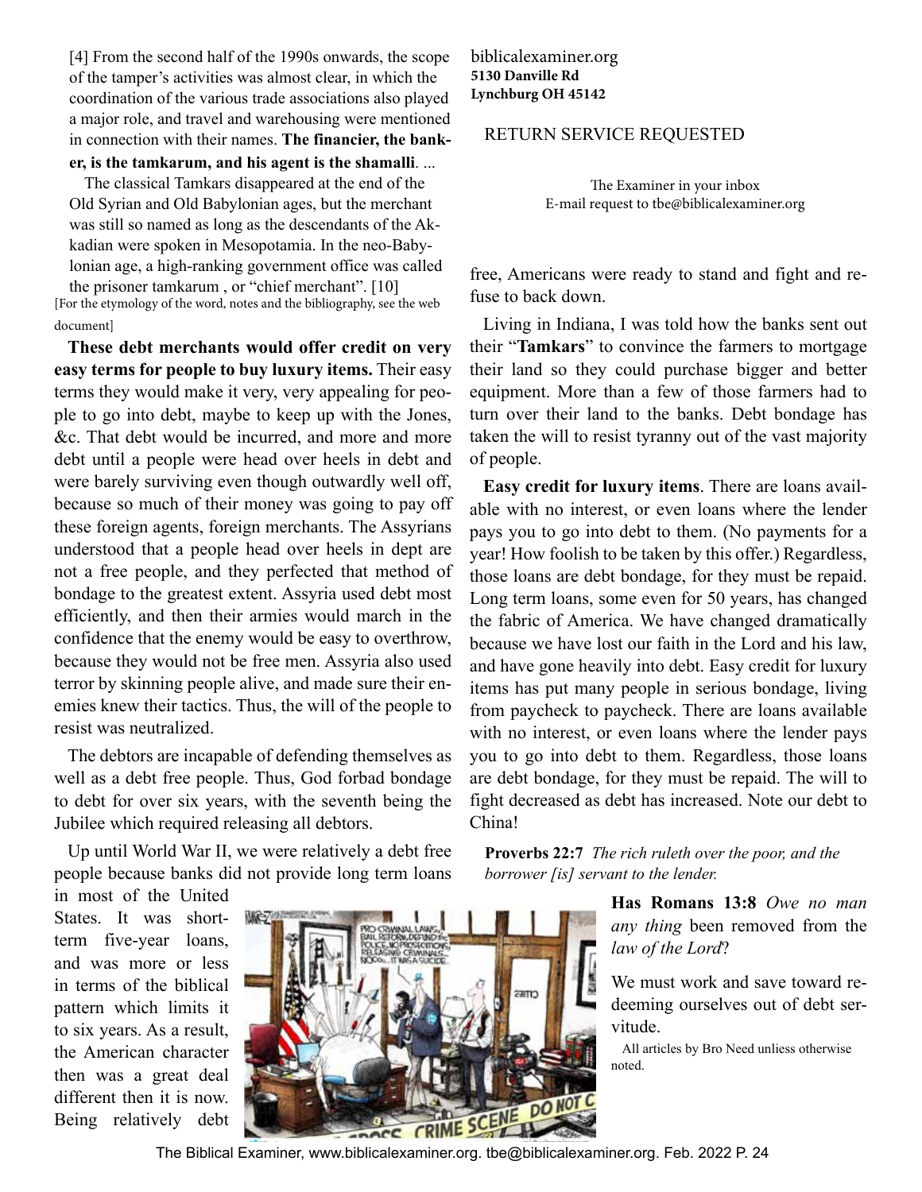[4] From the second half of the 1990s onwards, the scope of the tamper's activities was almost clear, in which the coordination of the various trade associations also played a major role, and travel and warehousing were mentioned in connection with their names. **The financier, the banker, is the tamkarum, and his agent is the shamalli**. ...

The classical Tamkars disappeared at the end of the Old Syrian and Old Babylonian ages, but the merchant was still so named as long as the descendants of the Akkadian were spoken in Mesopotamia. In the neo-Babylonian age, a high-ranking government office was called the prisoner tamkarum , or "chief merchant". [10]

[For the etymology of the word, notes and the bibliography, see the web document]

**These debt merchants would offer credit on very easy terms for people to buy luxury items.** Their easy terms they would make it very, very appealing for people to go into debt, maybe to keep up with the Jones, &c. That debt would be incurred, and more and more debt until a people were head over heels in debt and were barely surviving even though outwardly well off, because so much of their money was going to pay off these foreign agents, foreign merchants. The Assyrians understood that a people head over heels in dept are not a free people, and they perfected that method of bondage to the greatest extent. Assyria used debt most efficiently, and then their armies would march in the confidence that the enemy would be easy to overthrow, because they would not be free men. Assyria also used terror by skinning people alive, and made sure their enemies knew their tactics. Thus, the will of the people to resist was neutralized.

The debtors are incapable of defending themselves as well as a debt free people. Thus, God forbad bondage to debt for over six years, with the seventh being the Jubilee which required releasing all debtors.

Up until World War II, we were relatively a debt free people because banks did not provide long term loans in most of the United States. It was short-term five-year loans, and was more or less in terms of the biblical pattern which limits it to six years. As a result, the American character then was a great deal different then it is now. Being relatively debt free, Americans were ready to stand and fight and refuse to back down.

Living in Indiana, I was told how the banks sent out their "**Tamkars**" to convince the farmers to mortgage their land so they could purchase bigger and better equipment. More than a few of those farmers had to turn over their land to the banks. Debt bondage has taken the will to resist tyranny out of the vast majority of people.

**Easy credit for luxury items**. There are loans available with no interest, or even loans where the lender pays you to go into debt to them. (No payments for a year! How foolish to be taken by this offer.) Regardless, those loans are debt bondage, for they must be repaid. Long term loans, some even for 50 years, has changed the fabric of America. We have changed dramatically because we have lost our faith in the Lord and his law, and have gone heavily into debt. Easy credit for luxury items has put many people in serious bondage, living from paycheck to paycheck. There are loans available with no interest, or even loans where the lender pays you to go into debt to them. Regardless, those loans are debt bondage, for they must be repaid. The will to fight decreased as debt has increased. Note our debt to China!

**Proverbs 22:7** *The rich ruleth over the poor, and the borrower [is] servant to the lender.*

**Has Romans 13:8** *Owe no man any thing* been removed from the *law of the Lord*?

We must work and save toward redeeming ourselves out of debt servitude.

All articles by Bro Need unliess otherwise noted.

biblicalexaminer.org
**5130 Danville Rd**
**Lynchburg OH 45142**

RETURN SERVICE REQUESTED

The Examiner in your inbox
E-mail request to tbe@biblicalexaminer.org